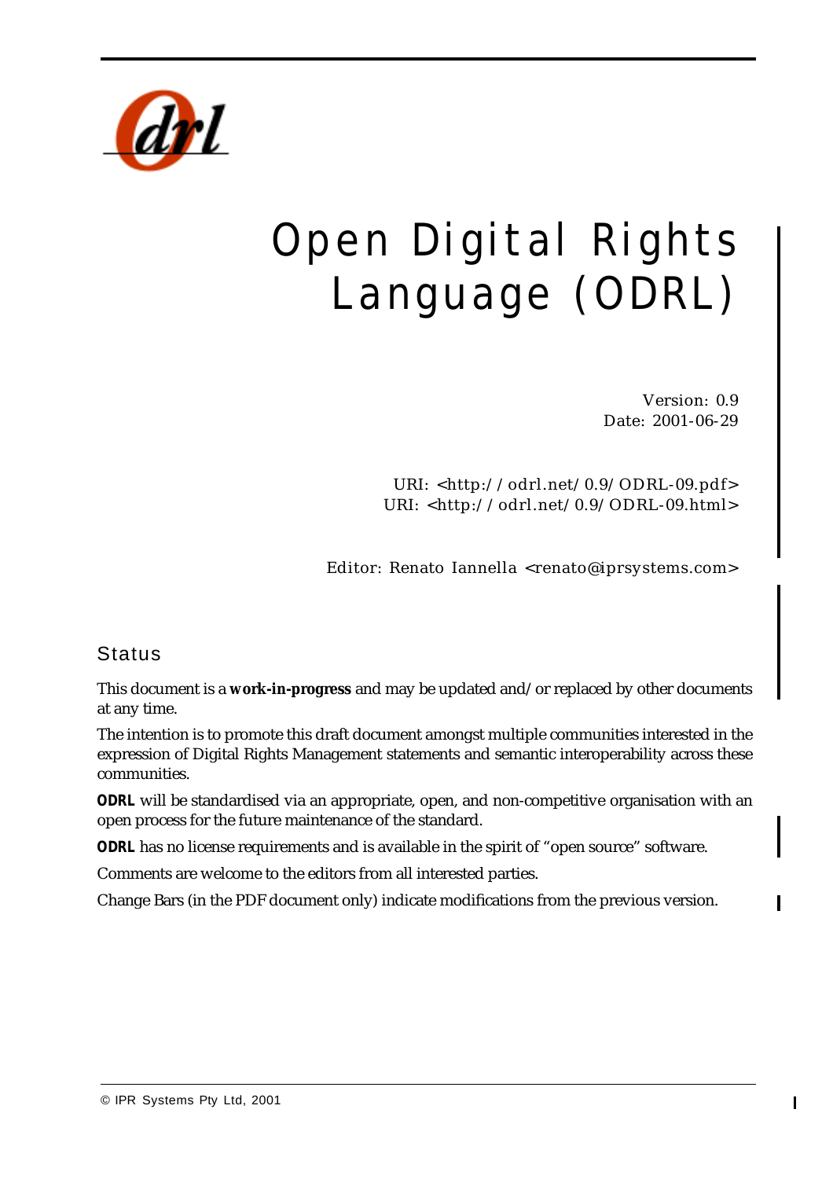# Open Digital Rights Language (ODRL)

Version: 0.9
Date: 2001-06-29

URI: <http://odrl.net/0.9/ODRL-09.pdf>
URI: <http://odrl.net/0.9/ODRL-09.html>

Editor: Renato Iannella <renato@iprsystems.com>

## Status

This document is a **work-in-progress** and may be updated and/or replaced by other documents at any time.

The intention is to promote this draft document amongst multiple communities interested in the expression of Digital Rights Management statements and semantic interoperability across these communities.

**ODRL** will be standardised via an appropriate, open, and non-competitive organisation with an open process for the future maintenance of the standard.

**ODRL** has no license requirements and is available in the spirit of "open source" software.

Comments are welcome to the editors from all interested parties.

Change Bars (in the PDF document only) indicate modifications from the previous version.

© IPR Systems Pty Ltd, 2001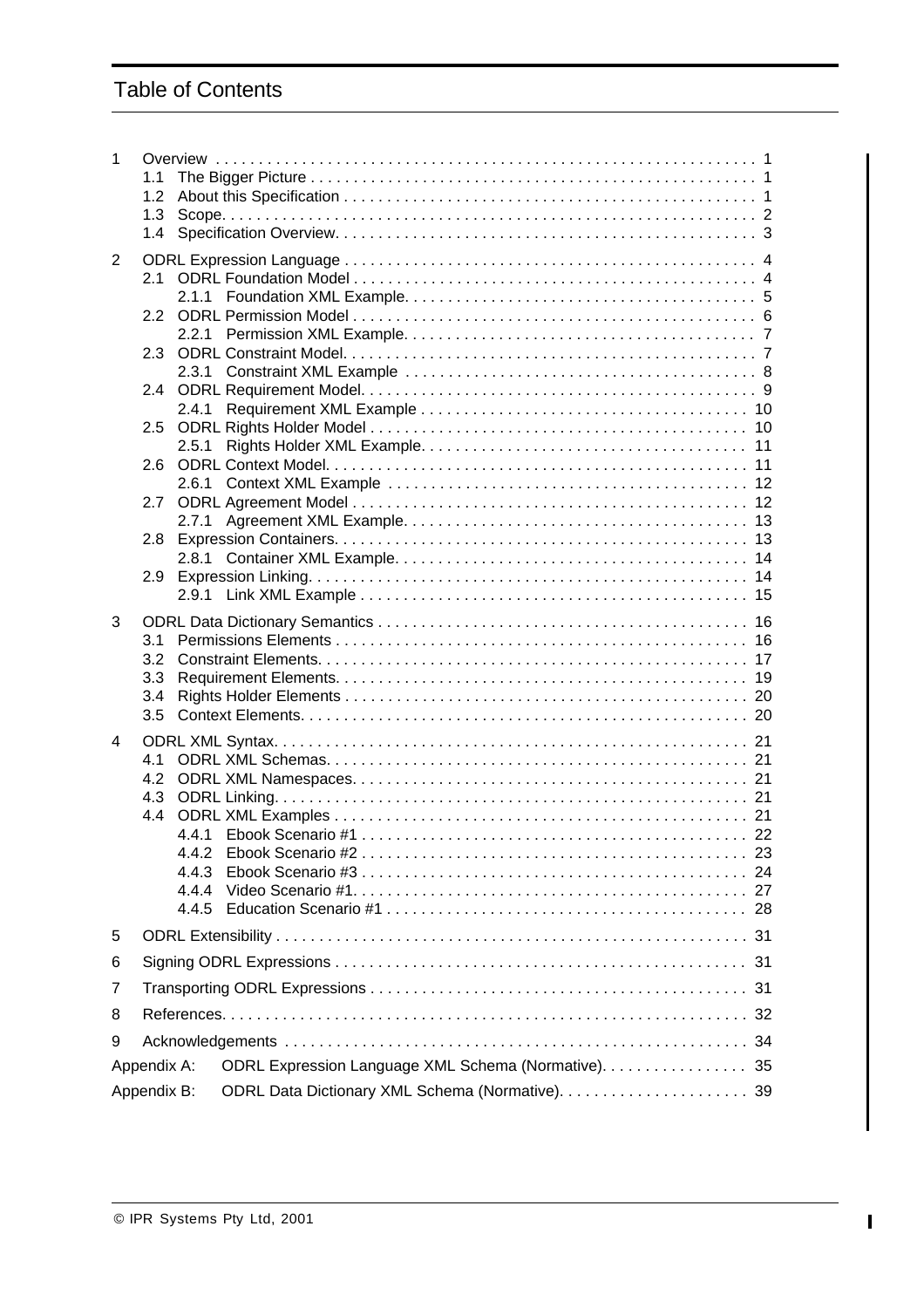# Table of Contents

1 Overview . . . . . . . . . . . . . . . . . . . . . . . . . . . . . . . . . . . . . . . . . . . . . . . . . . . . . . . . . . . . . . . . 1
   1.1 The Bigger Picture . . . . . . . . . . . . . . . . . . . . . . . . . . . . . . . . . . . . . . . . . . . . . . . . . . . . . 1
   1.2 About this Specification . . . . . . . . . . . . . . . . . . . . . . . . . . . . . . . . . . . . . . . . . . . . . . . . . 1
   1.3 Scope. . . . . . . . . . . . . . . . . . . . . . . . . . . . . . . . . . . . . . . . . . . . . . . . . . . . . . . . . . . . . . 2
   1.4 Specification Overview. . . . . . . . . . . . . . . . . . . . . . . . . . . . . . . . . . . . . . . . . . . . . . . . . . 3

2 ODRL Expression Language . . . . . . . . . . . . . . . . . . . . . . . . . . . . . . . . . . . . . . . . . . . . . . . . 4
   2.1 ODRL Foundation Model . . . . . . . . . . . . . . . . . . . . . . . . . . . . . . . . . . . . . . . . . . . . . . . 4
      2.1.1 Foundation XML Example. . . . . . . . . . . . . . . . . . . . . . . . . . . . . . . . . . . . . . . . . 5
   2.2 ODRL Permission Model . . . . . . . . . . . . . . . . . . . . . . . . . . . . . . . . . . . . . . . . . . . . . . . 6
      2.2.1 Permission XML Example. . . . . . . . . . . . . . . . . . . . . . . . . . . . . . . . . . . . . . . . . 7
   2.3 ODRL Constraint Model. . . . . . . . . . . . . . . . . . . . . . . . . . . . . . . . . . . . . . . . . . . . . . . . 7
      2.3.1 Constraint XML Example . . . . . . . . . . . . . . . . . . . . . . . . . . . . . . . . . . . . . . . . . 8
   2.4 ODRL Requirement Model. . . . . . . . . . . . . . . . . . . . . . . . . . . . . . . . . . . . . . . . . . . . . . 9
      2.4.1 Requirement XML Example . . . . . . . . . . . . . . . . . . . . . . . . . . . . . . . . . . . . . . 10
   2.5 ODRL Rights Holder Model . . . . . . . . . . . . . . . . . . . . . . . . . . . . . . . . . . . . . . . . . . . . 10
      2.5.1 Rights Holder XML Example. . . . . . . . . . . . . . . . . . . . . . . . . . . . . . . . . . . . . . 11
   2.6 ODRL Context Model. . . . . . . . . . . . . . . . . . . . . . . . . . . . . . . . . . . . . . . . . . . . . . . . . 11
      2.6.1 Context XML Example . . . . . . . . . . . . . . . . . . . . . . . . . . . . . . . . . . . . . . . . . . 12
   2.7 ODRL Agreement Model . . . . . . . . . . . . . . . . . . . . . . . . . . . . . . . . . . . . . . . . . . . . . . 12
      2.7.1 Agreement XML Example. . . . . . . . . . . . . . . . . . . . . . . . . . . . . . . . . . . . . . . . 13
   2.8 Expression Containers. . . . . . . . . . . . . . . . . . . . . . . . . . . . . . . . . . . . . . . . . . . . . . . . 13
      2.8.1 Container XML Example. . . . . . . . . . . . . . . . . . . . . . . . . . . . . . . . . . . . . . . . . 14
   2.9 Expression Linking. . . . . . . . . . . . . . . . . . . . . . . . . . . . . . . . . . . . . . . . . . . . . . . . . . . 14
      2.9.1 Link XML Example . . . . . . . . . . . . . . . . . . . . . . . . . . . . . . . . . . . . . . . . . . . . . 15

3 ODRL Data Dictionary Semantics . . . . . . . . . . . . . . . . . . . . . . . . . . . . . . . . . . . . . . . . . . . 16
   3.1 Permissions Elements . . . . . . . . . . . . . . . . . . . . . . . . . . . . . . . . . . . . . . . . . . . . . . . . 16
   3.2 Constraint Elements. . . . . . . . . . . . . . . . . . . . . . . . . . . . . . . . . . . . . . . . . . . . . . . . . . 17
   3.3 Requirement Elements. . . . . . . . . . . . . . . . . . . . . . . . . . . . . . . . . . . . . . . . . . . . . . . . 19
   3.4 Rights Holder Elements . . . . . . . . . . . . . . . . . . . . . . . . . . . . . . . . . . . . . . . . . . . . . . . 20
   3.5 Context Elements. . . . . . . . . . . . . . . . . . . . . . . . . . . . . . . . . . . . . . . . . . . . . . . . . . . . 20

4 ODRL XML Syntax. . . . . . . . . . . . . . . . . . . . . . . . . . . . . . . . . . . . . . . . . . . . . . . . . . . . . . . 21
   4.1 ODRL XML Schemas. . . . . . . . . . . . . . . . . . . . . . . . . . . . . . . . . . . . . . . . . . . . . . . . . 21
   4.2 ODRL XML Namespaces. . . . . . . . . . . . . . . . . . . . . . . . . . . . . . . . . . . . . . . . . . . . . . 21
   4.3 ODRL Linking. . . . . . . . . . . . . . . . . . . . . . . . . . . . . . . . . . . . . . . . . . . . . . . . . . . . . . 21
   4.4 ODRL XML Examples . . . . . . . . . . . . . . . . . . . . . . . . . . . . . . . . . . . . . . . . . . . . . . . . 21
      4.4.1 Ebook Scenario #1 . . . . . . . . . . . . . . . . . . . . . . . . . . . . . . . . . . . . . . . . . . . . . 22
      4.4.2 Ebook Scenario #2 . . . . . . . . . . . . . . . . . . . . . . . . . . . . . . . . . . . . . . . . . . . . . 23
      4.4.3 Ebook Scenario #3 . . . . . . . . . . . . . . . . . . . . . . . . . . . . . . . . . . . . . . . . . . . . . 24
      4.4.4 Video Scenario #1. . . . . . . . . . . . . . . . . . . . . . . . . . . . . . . . . . . . . . . . . . . . . . 27
      4.4.5 Education Scenario #1 . . . . . . . . . . . . . . . . . . . . . . . . . . . . . . . . . . . . . . . . . . 28

5 ODRL Extensibility . . . . . . . . . . . . . . . . . . . . . . . . . . . . . . . . . . . . . . . . . . . . . . . . . . . . . . . 31

6 Signing ODRL Expressions . . . . . . . . . . . . . . . . . . . . . . . . . . . . . . . . . . . . . . . . . . . . . . . . 31

7 Transporting ODRL Expressions . . . . . . . . . . . . . . . . . . . . . . . . . . . . . . . . . . . . . . . . . . . . 31

8 References. . . . . . . . . . . . . . . . . . . . . . . . . . . . . . . . . . . . . . . . . . . . . . . . . . . . . . . . . . . . . 32

9 Acknowledgements . . . . . . . . . . . . . . . . . . . . . . . . . . . . . . . . . . . . . . . . . . . . . . . . . . . . . . 34

Appendix A: ODRL Expression Language XML Schema (Normative). . . . . . . . . . . . . . . . . 35

Appendix B: ODRL Data Dictionary XML Schema (Normative). . . . . . . . . . . . . . . . . . . . . . 39

© IPR Systems Pty Ltd, 2001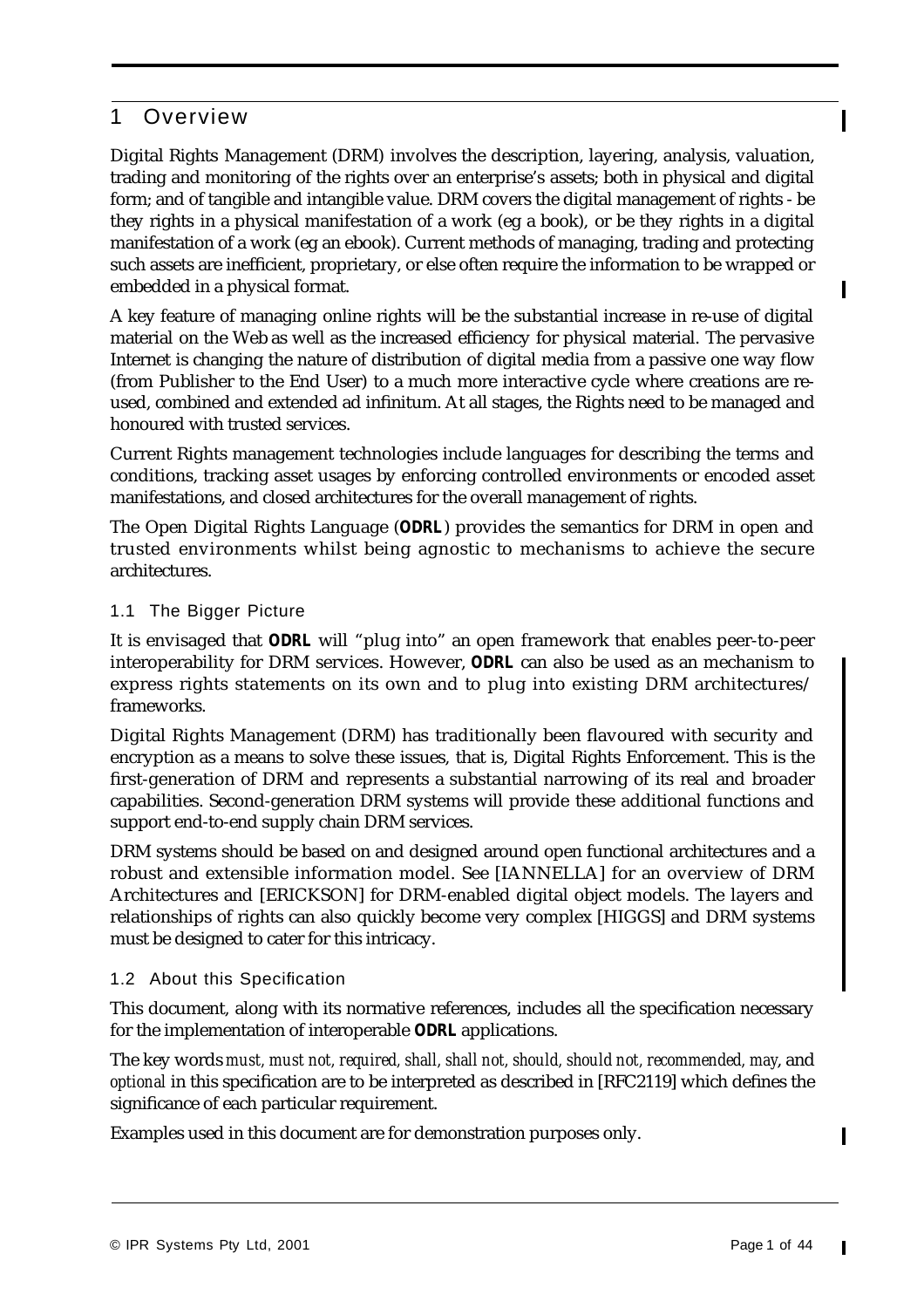# 1 Overview

Digital Rights Management (DRM) involves the description, layering, analysis, valuation, trading and monitoring of the rights over an enterprise's assets; both in physical and digital form; and of tangible and intangible value. DRM covers the digital management of rights - be they rights in a physical manifestation of a work (eg a book), or be they rights in a digital manifestation of a work (eg an ebook). Current methods of managing, trading and protecting such assets are inefficient, proprietary, or else often require the information to be wrapped or embedded in a physical format.

A key feature of managing online rights will be the substantial increase in re-use of digital material on the Web as well as the increased efficiency for physical material. The pervasive Internet is changing the nature of distribution of digital media from a passive one way flow (from Publisher to the End User) to a much more interactive cycle where creations are re-used, combined and extended ad infinitum. At all stages, the Rights need to be managed and honoured with trusted services.

Current Rights management technologies include languages for describing the terms and conditions, tracking asset usages by enforcing controlled environments or encoded asset manifestations, and closed architectures for the overall management of rights.

The Open Digital Rights Language (**ODRL**) provides the semantics for DRM in open and trusted environments whilst being agnostic to mechanisms to achieve the secure architectures.

## 1.1 The Bigger Picture

It is envisaged that **ODRL** will "plug into" an open framework that enables peer-to-peer interoperability for DRM services. However, **ODRL** can also be used as an mechanism to express rights statements on its own and to plug into existing DRM architectures/ frameworks.

Digital Rights Management (DRM) has traditionally been flavoured with security and encryption as a means to solve these issues, that is, Digital Rights Enforcement. This is the first-generation of DRM and represents a substantial narrowing of its real and broader capabilities. Second-generation DRM systems will provide these additional functions and support end-to-end supply chain DRM services.

DRM systems should be based on and designed around open functional architectures and a robust and extensible information model. See [IANNELLA] for an overview of DRM Architectures and [ERICKSON] for DRM-enabled digital object models. The layers and relationships of rights can also quickly become very complex [HIGGS] and DRM systems must be designed to cater for this intricacy.

## 1.2 About this Specification

This document, along with its normative references, includes all the specification necessary for the implementation of interoperable **ODRL** applications.

The key words *must, must not, required, shall, shall not, should, should not, recommended, may*, and *optional* in this specification are to be interpreted as described in [RFC2119] which defines the significance of each particular requirement.

Examples used in this document are for demonstration purposes only.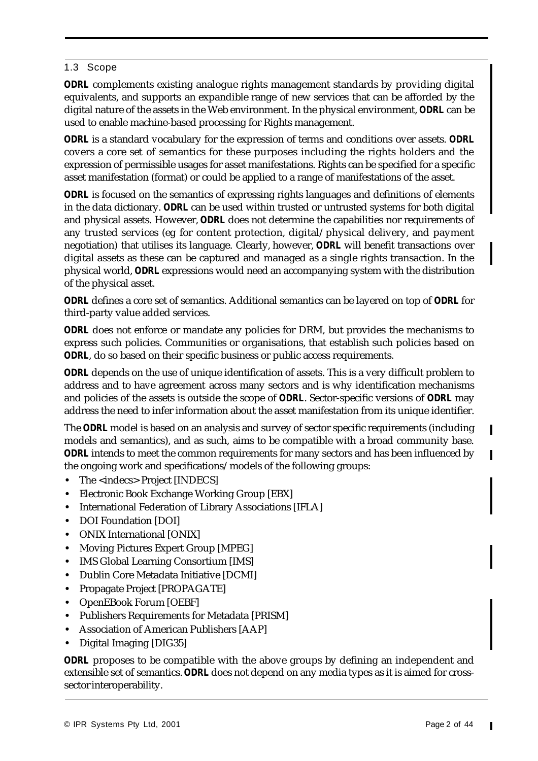### 1.3 Scope

**ODRL** complements existing analogue rights management standards by providing digital equivalents, and supports an expandible range of new services that can be afforded by the digital nature of the assets in the Web environment. In the physical environment, **ODRL** can be used to enable machine-based processing for Rights management.

**ODRL** is a standard vocabulary for the expression of terms and conditions over assets. **ODRL** covers a core set of semantics for these purposes including the rights holders and the expression of permissible usages for asset manifestations. Rights can be specified for a specific asset manifestation (format) or could be applied to a range of manifestations of the asset.

**ODRL** is focused on the semantics of expressing rights languages and definitions of elements in the data dictionary. **ODRL** can be used within trusted or untrusted systems for both digital and physical assets. However, **ODRL** does not determine the capabilities nor requirements of any trusted services (eg for content protection, digital/physical delivery, and payment negotiation) that utilises its language. Clearly, however, **ODRL** will benefit transactions over digital assets as these can be captured and managed as a single rights transaction. In the physical world, **ODRL** expressions would need an accompanying system with the distribution of the physical asset.

**ODRL** defines a core set of semantics. Additional semantics can be layered on top of **ODRL** for third-party value added services.

**ODRL** does not enforce or mandate any policies for DRM, but provides the mechanisms to express such policies. Communities or organisations, that establish such policies based on **ODRL**, do so based on their specific business or public access requirements.

**ODRL** depends on the use of unique identification of assets. This is a very difficult problem to address and to have agreement across many sectors and is why identification mechanisms and policies of the assets is outside the scope of **ODRL**. Sector-specific versions of **ODRL** may address the need to infer information about the asset manifestation from its unique identifier.

The **ODRL** model is based on an analysis and survey of sector specific requirements (including models and semantics), and as such, aims to be compatible with a broad community base. **ODRL** intends to meet the common requirements for many sectors and has been influenced by the ongoing work and specifications/models of the following groups:

- The <indecs> Project [INDECS]
- Electronic Book Exchange Working Group [EBX]
- International Federation of Library Associations [IFLA]
- DOI Foundation [DOI]
- ONIX International [ONIX]
- Moving Pictures Expert Group [MPEG]
- IMS Global Learning Consortium [IMS]
- Dublin Core Metadata Initiative [DCMI]
- Propagate Project [PROPAGATE]
- OpenEBook Forum [OEBF]
- Publishers Requirements for Metadata [PRISM]
- Association of American Publishers [AAP]
- Digital Imaging [DIG35]

**ODRL** proposes to be compatible with the above groups by defining an independent and extensible set of semantics. **ODRL** does not depend on any media types as it is aimed for cross-sector interoperability.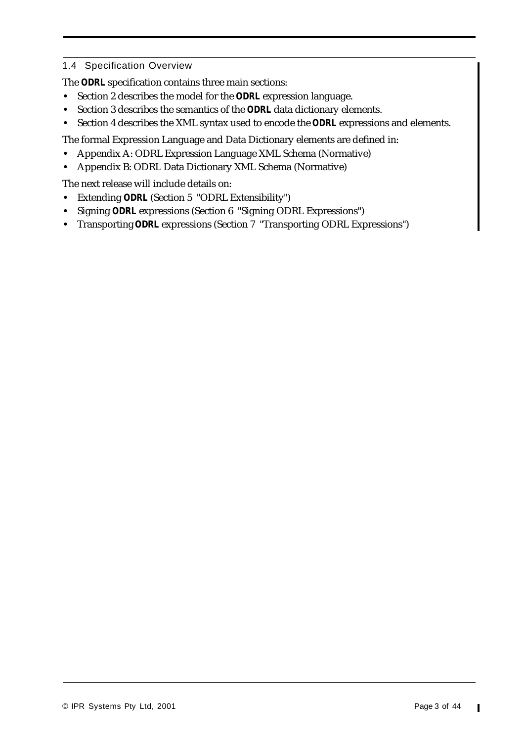### 1.4 Specification Overview

The **ODRL** specification contains three main sections:

- Section 2 describes the model for the **ODRL** expression language.
- Section 3 describes the semantics of the **ODRL** data dictionary elements.
- Section 4 describes the XML syntax used to encode the **ODRL** expressions and elements.

The formal Expression Language and Data Dictionary elements are defined in:

- Appendix A: ODRL Expression Language XML Schema (Normative)
- Appendix B: ODRL Data Dictionary XML Schema (Normative)

The next release will include details on:

- Extending **ODRL** (Section 5 "ODRL Extensibility")
- Signing **ODRL** expressions (Section 6 "Signing ODRL Expressions")
- Transporting **ODRL** expressions (Section 7 "Transporting ODRL Expressions")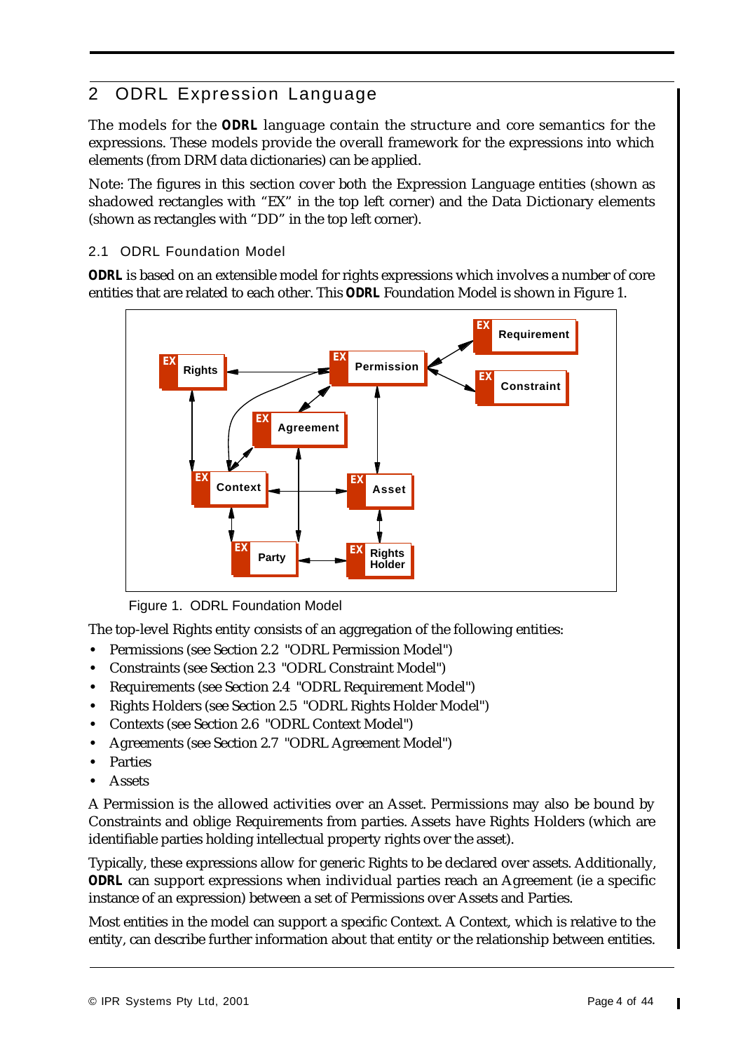## 2 ODRL Expression Language

The models for the **ODRL** language contain the structure and core semantics for the expressions. These models provide the overall framework for the expressions into which elements (from DRM data dictionaries) can be applied.

Note: The figures in this section cover both the Expression Language entities (shown as shadowed rectangles with "EX" in the top left corner) and the Data Dictionary elements (shown as rectangles with "DD" in the top left corner).

### 2.1 ODRL Foundation Model

**ODRL** is based on an extensible model for rights expressions which involves a number of core entities that are related to each other. This **ODRL** Foundation Model is shown in Figure 1.

EX Requirement
EX Rights
EX Permission
EX Constraint
EX Agreement
EX Context
EX Asset
EX Party
EX Rights Holder

Figure 1. ODRL Foundation Model

The top-level Rights entity consists of an aggregation of the following entities:

- Permissions (see Section 2.2 "ODRL Permission Model")
- Constraints (see Section 2.3 "ODRL Constraint Model")
- Requirements (see Section 2.4 "ODRL Requirement Model")
- Rights Holders (see Section 2.5 "ODRL Rights Holder Model")
- Contexts (see Section 2.6 "ODRL Context Model")
- Agreements (see Section 2.7 "ODRL Agreement Model")
- Parties
- Assets

A Permission is the allowed activities over an Asset. Permissions may also be bound by Constraints and oblige Requirements from parties. Assets have Rights Holders (which are identifiable parties holding intellectual property rights over the asset).

Typically, these expressions allow for generic Rights to be declared over assets. Additionally, **ODRL** can support expressions when individual parties reach an Agreement (ie a specific instance of an expression) between a set of Permissions over Assets and Parties.

Most entities in the model can support a specific Context. A Context, which is relative to the entity, can describe further information about that entity or the relationship between entities.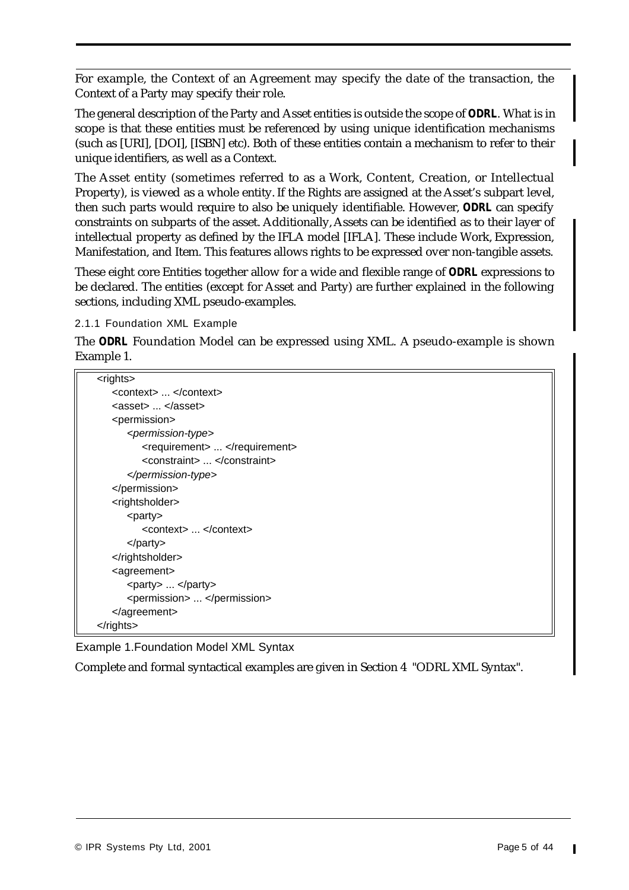For example, the Context of an Agreement may specify the date of the transaction, the Context of a Party may specify their role.

The general description of the Party and Asset entities is outside the scope of **ODRL**. What is in scope is that these entities must be referenced by using unique identification mechanisms (such as [URI], [DOI], [ISBN] etc). Both of these entities contain a mechanism to refer to their unique identifiers, as well as a Context.

The Asset entity (sometimes referred to as a Work, Content, Creation, or Intellectual Property), is viewed as a whole entity. If the Rights are assigned at the Asset's subpart level, then such parts would require to also be uniquely identifiable. However, **ODRL** can specify constraints on subparts of the asset. Additionally, Assets can be identified as to their layer of intellectual property as defined by the IFLA model [IFLA]. These include Work, Expression, Manifestation, and Item. This features allows rights to be expressed over non-tangible assets.

These eight core Entities together allow for a wide and flexible range of **ODRL** expressions to be declared. The entities (except for Asset and Party) are further explained in the following sections, including XML pseudo-examples.

### 2.1.1 Foundation XML Example

The **ODRL** Foundation Model can be expressed using XML. A pseudo-example is shown Example 1.

```
<rights>
    <context> ... </context>
    <asset> ... </asset>
    <permission>
        <permission-type>
            <requirement> ... </requirement>
            <constraint> ... </constraint>
        </permission-type>
    </permission>
    <rightsholder>
        <party>
            <context> ... </context>
        </party>
    </rightsholder>
    <agreement>
        <party> ... </party>
        <permission> ... </permission>
    </agreement>
</rights>
```

Example 1.Foundation Model XML Syntax

Complete and formal syntactical examples are given in Section 4 "ODRL XML Syntax".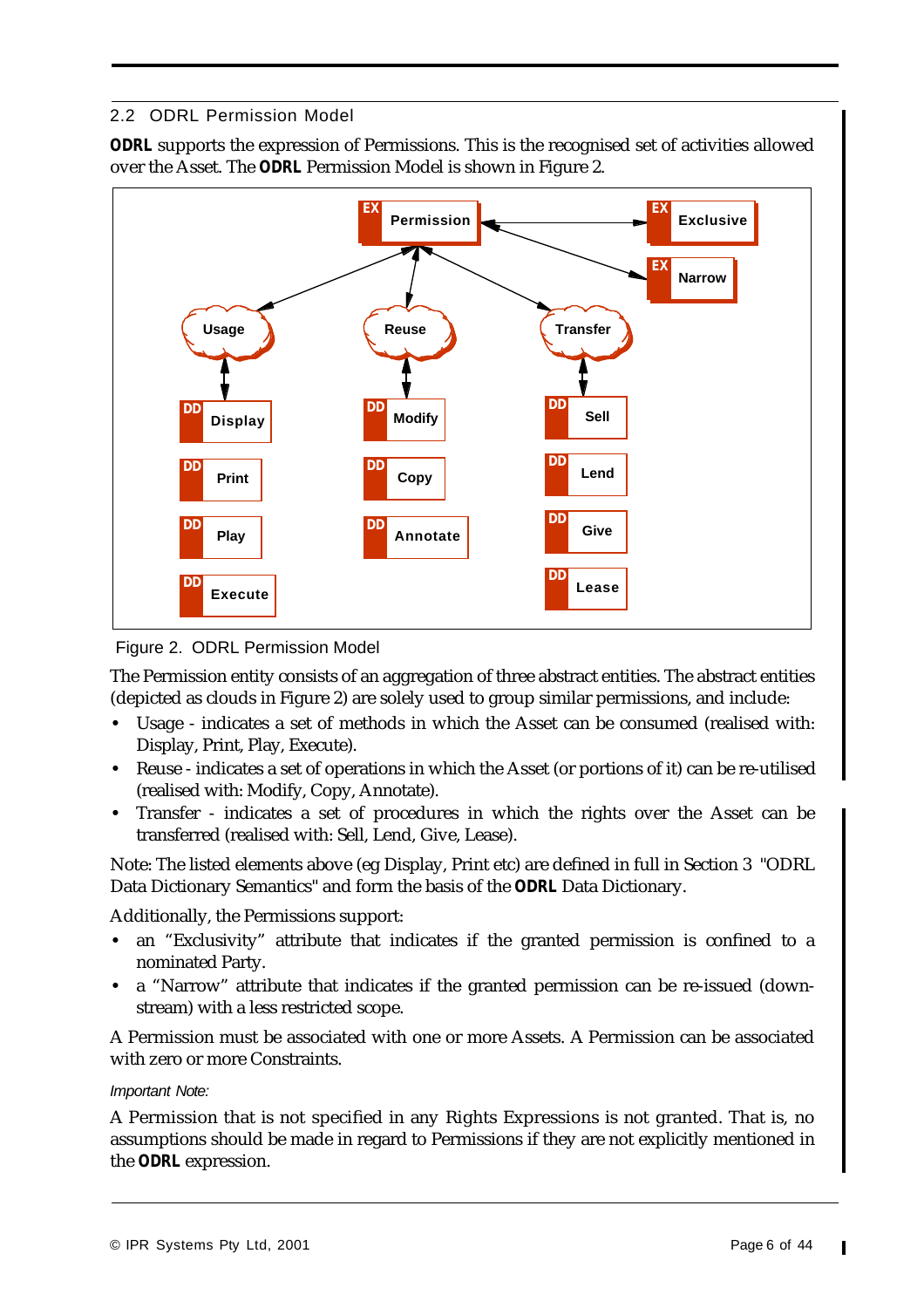## 2.2 ODRL Permission Model

**ODRL** supports the expression of Permissions. This is the recognised set of activities allowed over the Asset. The **ODRL** Permission Model is shown in Figure 2.

EX Permission
EX Exclusive
EX Narrow
Usage
Reuse
Transfer
DD Display
DD Print
DD Play
DD Execute
DD Modify
DD Copy
DD Annotate
DD Sell
DD Lend
DD Give
DD Lease

Figure 2. ODRL Permission Model

The Permission entity consists of an aggregation of three abstract entities. The abstract entities (depicted as clouds in Figure 2) are solely used to group similar permissions, and include:

- Usage - indicates a set of methods in which the Asset can be consumed (realised with: Display, Print, Play, Execute).
- Reuse - indicates a set of operations in which the Asset (or portions of it) can be re-utilised (realised with: Modify, Copy, Annotate).
- Transfer - indicates a set of procedures in which the rights over the Asset can be transferred (realised with: Sell, Lend, Give, Lease).

Note: The listed elements above (eg Display, Print etc) are defined in full in Section 3 "ODRL Data Dictionary Semantics" and form the basis of the **ODRL** Data Dictionary.

Additionally, the Permissions support:

- an "Exclusivity" attribute that indicates if the granted permission is confined to a nominated Party.
- a "Narrow" attribute that indicates if the granted permission can be re-issued (downstream) with a less restricted scope.

A Permission must be associated with one or more Assets. A Permission can be associated with zero or more Constraints.

*Important Note:*

A Permission that is not specified in any Rights Expressions is not granted. That is, no assumptions should be made in regard to Permissions if they are not explicitly mentioned in the **ODRL** expression.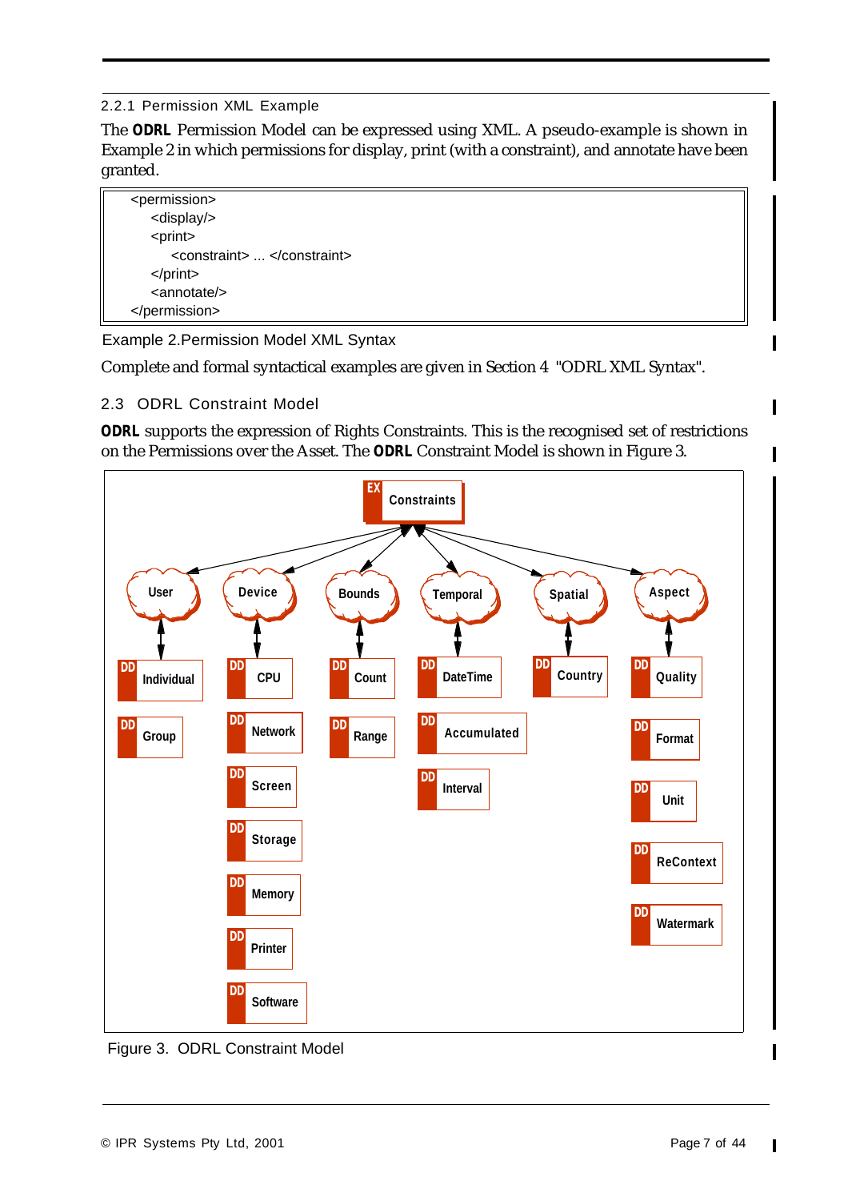### 2.2.1 Permission XML Example

The **ODRL** Permission Model can be expressed using XML. A pseudo-example is shown in Example 2 in which permissions for display, print (with a constraint), and annotate have been granted.

```
<permission>
    <display/>
    <print>
        <constraint> ... </constraint>
    </print>
    <annotate/>
</permission>
```

Example 2.Permission Model XML Syntax

Complete and formal syntactical examples are given in Section 4 "ODRL XML Syntax".

## 2.3 ODRL Constraint Model

**ODRL** supports the expression of Rights Constraints. This is the recognised set of restrictions on the Permissions over the Asset. The **ODRL** Constraint Model is shown in Figure 3.

EX Constraints

User
DD Individual
DD Group

Device
DD CPU
DD Network
DD Screen
DD Storage
DD Memory
DD Printer
DD Software

Bounds
DD Count
DD Range

Temporal
DD DateTime
DD Accumulated
DD Interval

Spatial
DD Country

Aspect
DD Quality
DD Format
DD Unit
DD ReContext
DD Watermark

Figure 3. ODRL Constraint Model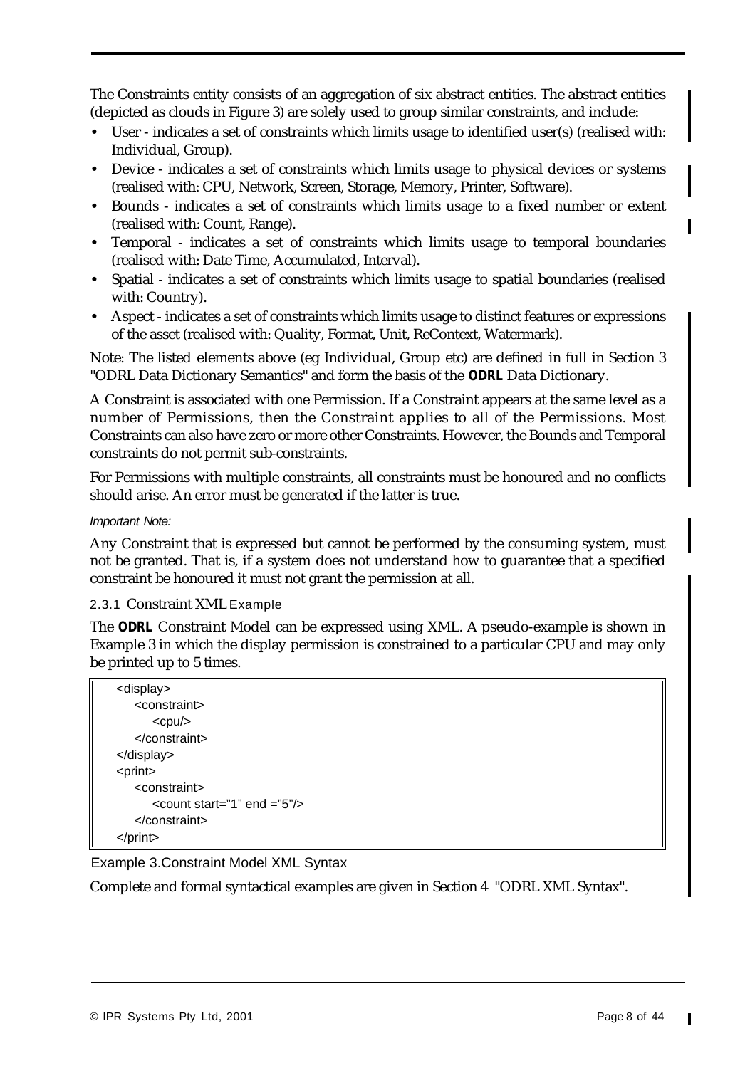The Constraints entity consists of an aggregation of six abstract entities. The abstract entities (depicted as clouds in Figure 3) are solely used to group similar constraints, and include:

- User - indicates a set of constraints which limits usage to identified user(s) (realised with: Individual, Group).
- Device - indicates a set of constraints which limits usage to physical devices or systems (realised with: CPU, Network, Screen, Storage, Memory, Printer, Software).
- Bounds - indicates a set of constraints which limits usage to a fixed number or extent (realised with: Count, Range).
- Temporal - indicates a set of constraints which limits usage to temporal boundaries (realised with: Date Time, Accumulated, Interval).
- Spatial - indicates a set of constraints which limits usage to spatial boundaries (realised with: Country).
- Aspect - indicates a set of constraints which limits usage to distinct features or expressions of the asset (realised with: Quality, Format, Unit, ReContext, Watermark).

Note: The listed elements above (eg Individual, Group etc) are defined in full in Section 3 "ODRL Data Dictionary Semantics" and form the basis of the **ODRL** Data Dictionary.

A Constraint is associated with one Permission. If a Constraint appears at the same level as a number of Permissions, then the Constraint applies to all of the Permissions. Most Constraints can also have zero or more other Constraints. However, the Bounds and Temporal constraints do not permit sub-constraints.

For Permissions with multiple constraints, all constraints must be honoured and no conflicts should arise. An error must be generated if the latter is true.

*Important Note:*

Any Constraint that is expressed but cannot be performed by the consuming system, must not be granted. That is, if a system does not understand how to guarantee that a specified constraint be honoured it must not grant the permission at all.

### 2.3.1 Constraint XML Example

The **ODRL** Constraint Model can be expressed using XML. A pseudo-example is shown in Example 3 in which the display permission is constrained to a particular CPU and may only be printed up to 5 times.

```
<display>
    <constraint>
        <cpu/>
    </constraint>
</display>
<print>
    <constraint>
        <count start="1" end ="5"/>
    </constraint>
</print>
```

Example 3.Constraint Model XML Syntax

Complete and formal syntactical examples are given in Section 4 "ODRL XML Syntax".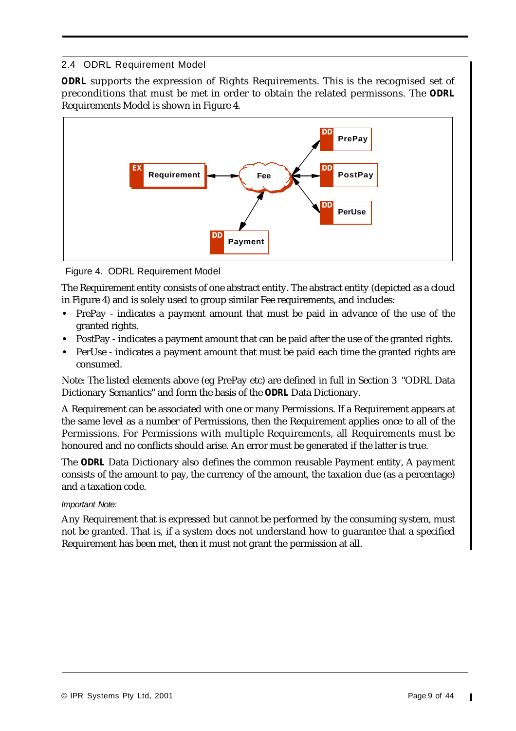## 2.4 ODRL Requirement Model

**ODRL** supports the expression of Rights Requirements. This is the recognised set of preconditions that must be met in order to obtain the related permissons. The **ODRL** Requirements Model is shown in Figure 4.

EX Requirement

Fee

DD PrePay

DD PostPay

DD PerUse

DD Payment

Figure 4. ODRL Requirement Model

The Requirement entity consists of one abstract entity. The abstract entity (depicted as a cloud in Figure 4) and is solely used to group similar Fee requirements, and includes:

- PrePay - indicates a payment amount that must be paid in advance of the use of the granted rights.
- PostPay - indicates a payment amount that can be paid after the use of the granted rights.
- PerUse - indicates a payment amount that must be paid each time the granted rights are consumed.

Note: The listed elements above (eg PrePay etc) are defined in full in Section 3 "ODRL Data Dictionary Semantics" and form the basis of the **ODRL** Data Dictionary.

A Requirement can be associated with one or many Permissions. If a Requirement appears at the same level as a number of Permissions, then the Requirement applies once to all of the Permissions. For Permissions with multiple Requirements, all Requirements must be honoured and no conflicts should arise. An error must be generated if the latter is true.

The **ODRL** Data Dictionary also defines the common reusable Payment entity, A payment consists of the amount to pay, the currency of the amount, the taxation due (as a percentage) and a taxation code.

*Important Note:*

Any Requirement that is expressed but cannot be performed by the consuming system, must not be granted. That is, if a system does not understand how to guarantee that a specified Requirement has been met, then it must not grant the permission at all.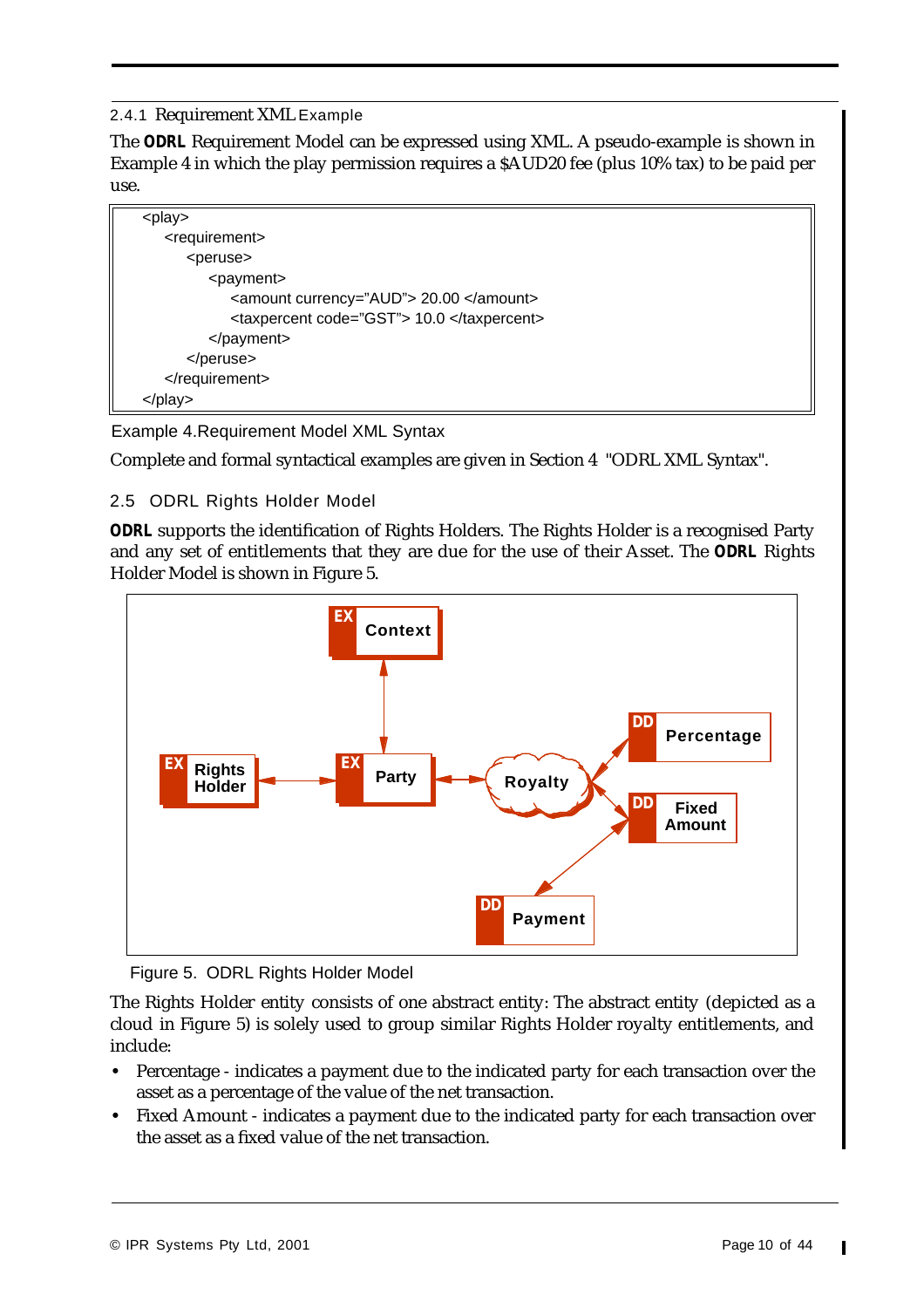### 2.4.1 Requirement XML Example

The **ODRL** Requirement Model can be expressed using XML. A pseudo-example is shown in Example 4 in which the play permission requires a $AUD20 fee (plus 10% tax) to be paid per use.

```
<play>
    <requirement>
        <peruse>
            <payment>
                <amount currency="AUD"> 20.00 </amount>
                <taxpercent code="GST"> 10.0 </taxpercent>
            </payment>
        </peruse>
    </requirement>
</play>
```

Example 4.Requirement Model XML Syntax

Complete and formal syntactical examples are given in Section 4 "ODRL XML Syntax".

## 2.5 ODRL Rights Holder Model

**ODRL** supports the identification of Rights Holders. The Rights Holder is a recognised Party and any set of entitlements that they are due for the use of their Asset. The **ODRL** Rights Holder Model is shown in Figure 5.

EX Context

EX Rights Holder

EX Party

Royalty

DD Percentage

DD Fixed Amount

DD Payment

Figure 5. ODRL Rights Holder Model

The Rights Holder entity consists of one abstract entity: The abstract entity (depicted as a cloud in Figure 5) is solely used to group similar Rights Holder royalty entitlements, and include:

- Percentage - indicates a payment due to the indicated party for each transaction over the asset as a percentage of the value of the net transaction.
- Fixed Amount - indicates a payment due to the indicated party for each transaction over the asset as a fixed value of the net transaction.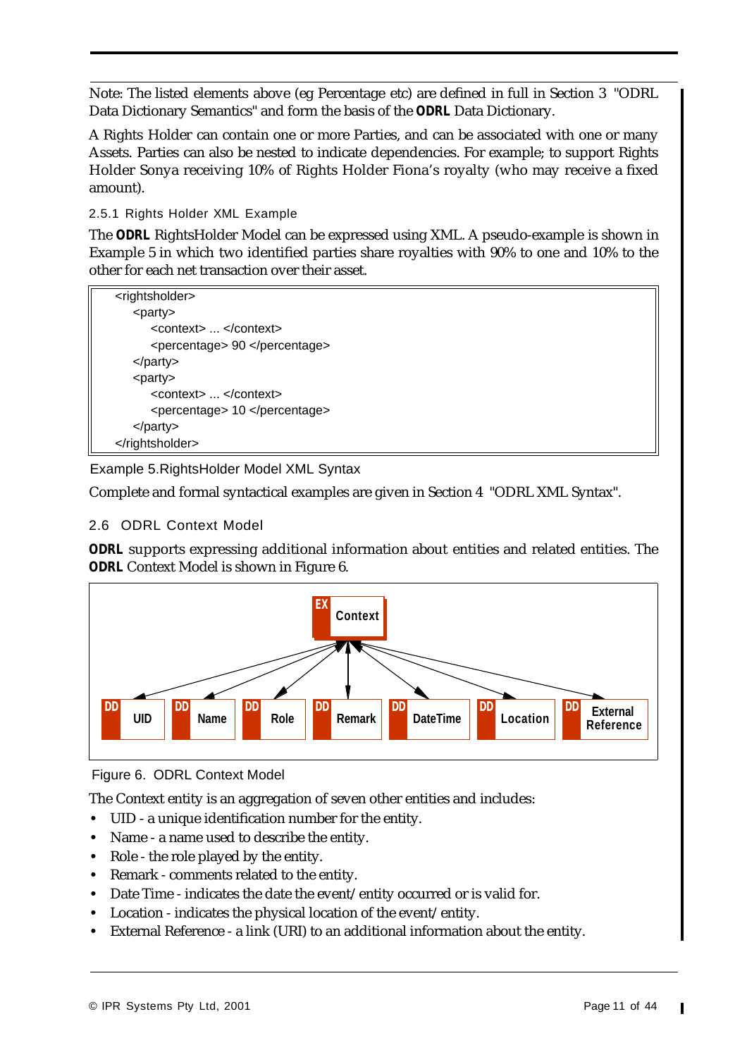Note: The listed elements above (eg Percentage etc) are defined in full in Section 3 "ODRL Data Dictionary Semantics" and form the basis of the **ODRL** Data Dictionary.

A Rights Holder can contain one or more Parties, and can be associated with one or many Assets. Parties can also be nested to indicate dependencies. For example; to support Rights Holder Sonya receiving 10% of Rights Holder Fiona's royalty (who may receive a fixed amount).

### 2.5.1 Rights Holder XML Example

The **ODRL** RightsHolder Model can be expressed using XML. A pseudo-example is shown in Example 5 in which two identified parties share royalties with 90% to one and 10% to the other for each net transaction over their asset.

```
<rightsholder>
    <party>
        <context> ... </context>
        <percentage> 90 </percentage>
    </party>
    <party>
        <context> ... </context>
        <percentage> 10 </percentage>
    </party>
</rightsholder>
```

Example 5.RightsHolder Model XML Syntax

Complete and formal syntactical examples are given in Section 4 "ODRL XML Syntax".

## 2.6 ODRL Context Model

**ODRL** supports expressing additional information about entities and related entities. The **ODRL** Context Model is shown in Figure 6.

EX Context

DD UID
DD Name
DD Role
DD Remark
DD DateTime
DD Location
DD External Reference

Figure 6. ODRL Context Model

The Context entity is an aggregation of seven other entities and includes:

- UID - a unique identification number for the entity.
- Name - a name used to describe the entity.
- Role - the role played by the entity.
- Remark - comments related to the entity.
- Date Time - indicates the date the event/entity occurred or is valid for.
- Location - indicates the physical location of the event/entity.
- External Reference - a link (URI) to an additional information about the entity.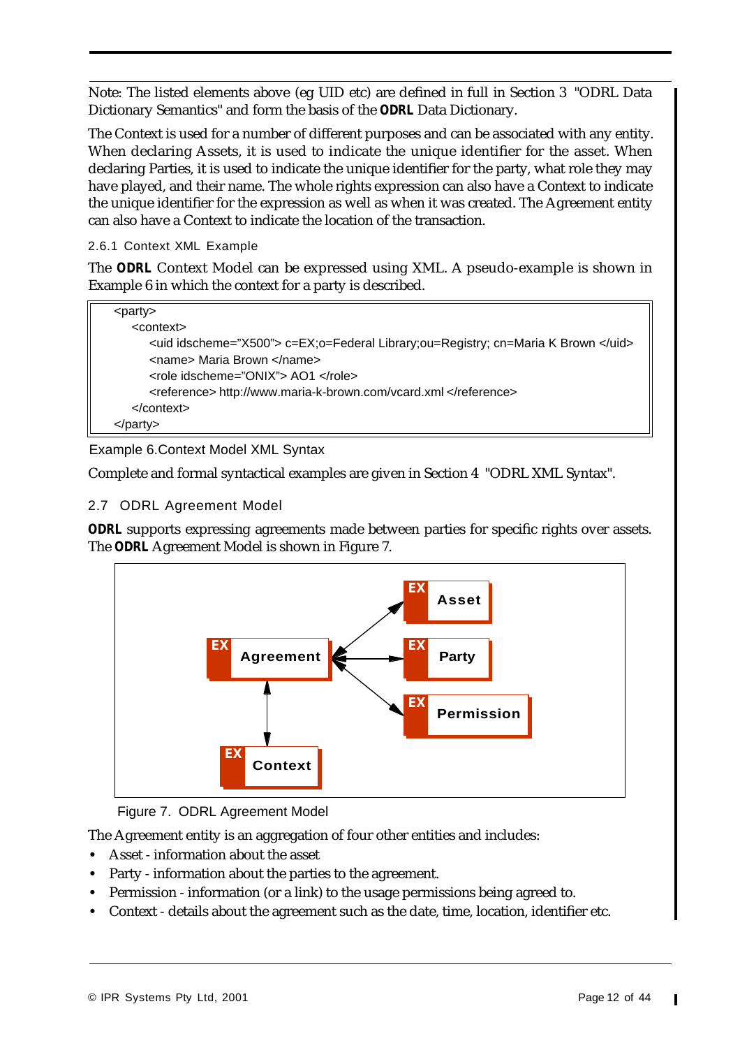Note: The listed elements above (eg UID etc) are defined in full in Section 3 "ODRL Data Dictionary Semantics" and form the basis of the **ODRL** Data Dictionary.

The Context is used for a number of different purposes and can be associated with any entity. When declaring Assets, it is used to indicate the unique identifier for the asset. When declaring Parties, it is used to indicate the unique identifier for the party, what role they may have played, and their name. The whole rights expression can also have a Context to indicate the unique identifier for the expression as well as when it was created. The Agreement entity can also have a Context to indicate the location of the transaction.

#### 2.6.1 Context XML Example

The **ODRL** Context Model can be expressed using XML. A pseudo-example is shown in Example 6 in which the context for a party is described.

```
<party>
    <context>
        <uid idscheme="X500"> c=EX;o=Federal Library;ou=Registry; cn=Maria K Brown </uid>
        <name> Maria Brown </name>
        <role idscheme="ONIX"> AO1 </role>
        <reference> http://www.maria-k-brown.com/vcard.xml </reference>
    </context>
</party>
```

Example 6.Context Model XML Syntax

Complete and formal syntactical examples are given in Section 4 "ODRL XML Syntax".

### 2.7 ODRL Agreement Model

**ODRL** supports expressing agreements made between parties for specific rights over assets. The **ODRL** Agreement Model is shown in Figure 7.

EX Asset

EX Agreement

EX Party

EX Permission

EX Context

Figure 7. ODRL Agreement Model

The Agreement entity is an aggregation of four other entities and includes:

- Asset - information about the asset
- Party - information about the parties to the agreement.
- Permission - information (or a link) to the usage permissions being agreed to.
- Context - details about the agreement such as the date, time, location, identifier etc.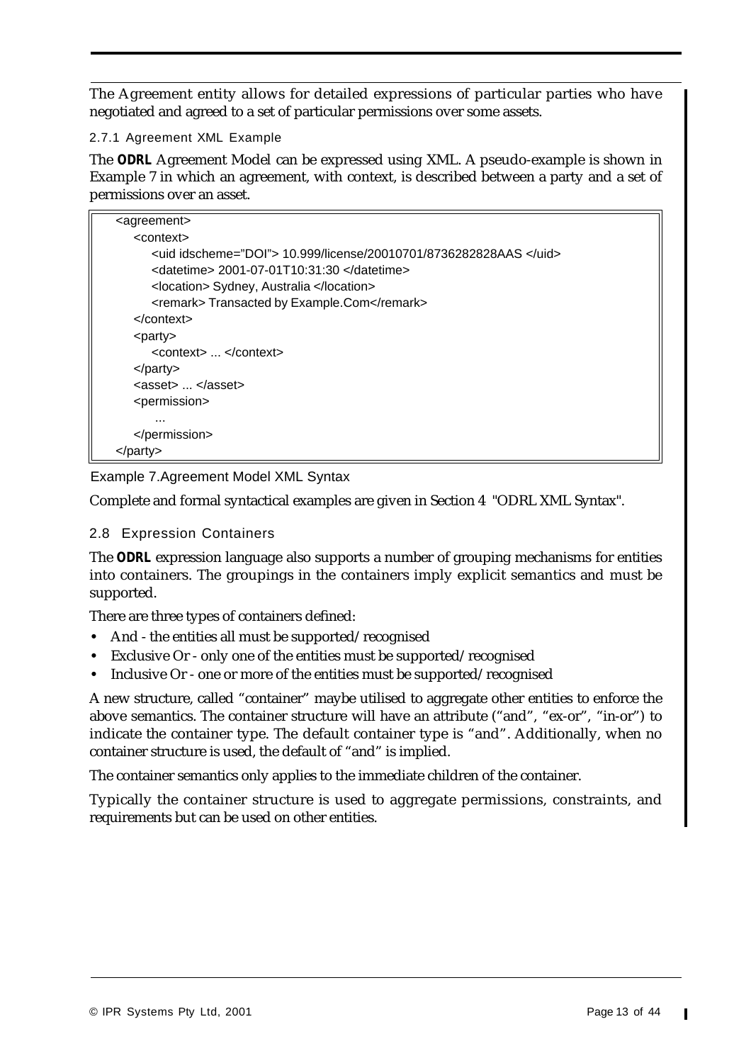The Agreement entity allows for detailed expressions of particular parties who have negotiated and agreed to a set of particular permissions over some assets.

### 2.7.1 Agreement XML Example

The **ODRL** Agreement Model can be expressed using XML. A pseudo-example is shown in Example 7 in which an agreement, with context, is described between a party and a set of permissions over an asset.

```
<agreement>
   <context>
      <uid idscheme="DOI"> 10.999/license/20010701/8736282828AAS </uid>
      <datetime> 2001-07-01T10:31:30 </datetime>
      <location> Sydney, Australia </location>
      <remark> Transacted by Example.Com</remark>
   </context>
   <party>
      <context> ... </context>
   </party>
   <asset> ... </asset>
   <permission>
      ...
   </permission>
</party>
```

Example 7.Agreement Model XML Syntax

Complete and formal syntactical examples are given in Section 4 "ODRL XML Syntax".

## 2.8 Expression Containers

The **ODRL** expression language also supports a number of grouping mechanisms for entities into containers. The groupings in the containers imply explicit semantics and must be supported.

There are three types of containers defined:

- And - the entities all must be supported/recognised
- Exclusive Or - only one of the entities must be supported/recognised
- Inclusive Or - one or more of the entities must be supported/recognised

A new structure, called "container" maybe utilised to aggregate other entities to enforce the above semantics. The container structure will have an attribute ("and", "ex-or", "in-or") to indicate the container type. The default container type is "and". Additionally, when no container structure is used, the default of "and" is implied.

The container semantics only applies to the immediate children of the container.

Typically the container structure is used to aggregate permissions, constraints, and requirements but can be used on other entities.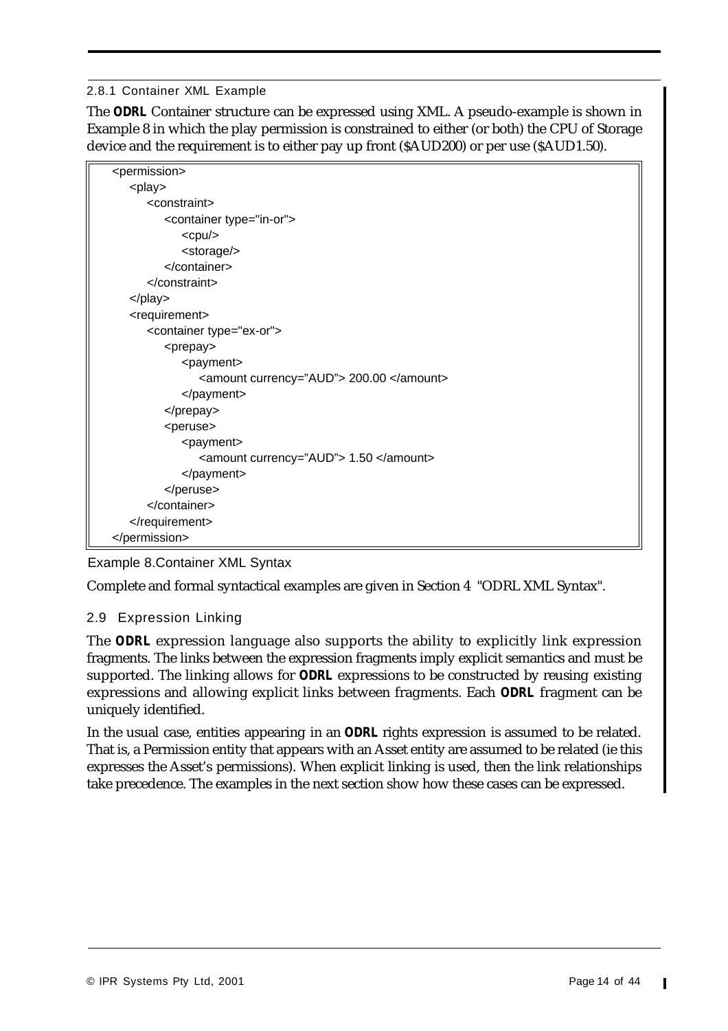### 2.8.1 Container XML Example

The **ODRL** Container structure can be expressed using XML. A pseudo-example is shown in Example 8 in which the play permission is constrained to either (or both) the CPU of Storage device and the requirement is to either pay up front ($AUD200) or per use ($AUD1.50).

```
<permission>
    <play>
        <constraint>
            <container type="in-or">
                <cpu/>
                <storage/>
            </container>
        </constraint>
    </play>
    <requirement>
        <container type="ex-or">
            <prepay>
                <payment>
                    <amount currency=”AUD”> 200.00 </amount>
                </payment>
            </prepay>
            <peruse>
                <payment>
                    <amount currency=”AUD”> 1.50 </amount>
                </payment>
            </peruse>
        </container>
    </requirement>
</permission>
```

Example 8.Container XML Syntax

Complete and formal syntactical examples are given in Section 4 "ODRL XML Syntax".

## 2.9 Expression Linking

The **ODRL** expression language also supports the ability to explicitly link expression fragments. The links between the expression fragments imply explicit semantics and must be supported. The linking allows for **ODRL** expressions to be constructed by reusing existing expressions and allowing explicit links between fragments. Each **ODRL** fragment can be uniquely identified.

In the usual case, entities appearing in an **ODRL** rights expression is assumed to be related. That is, a Permission entity that appears with an Asset entity are assumed to be related (ie this expresses the Asset’s permissions). When explicit linking is used, then the link relationships take precedence. The examples in the next section show how these cases can be expressed.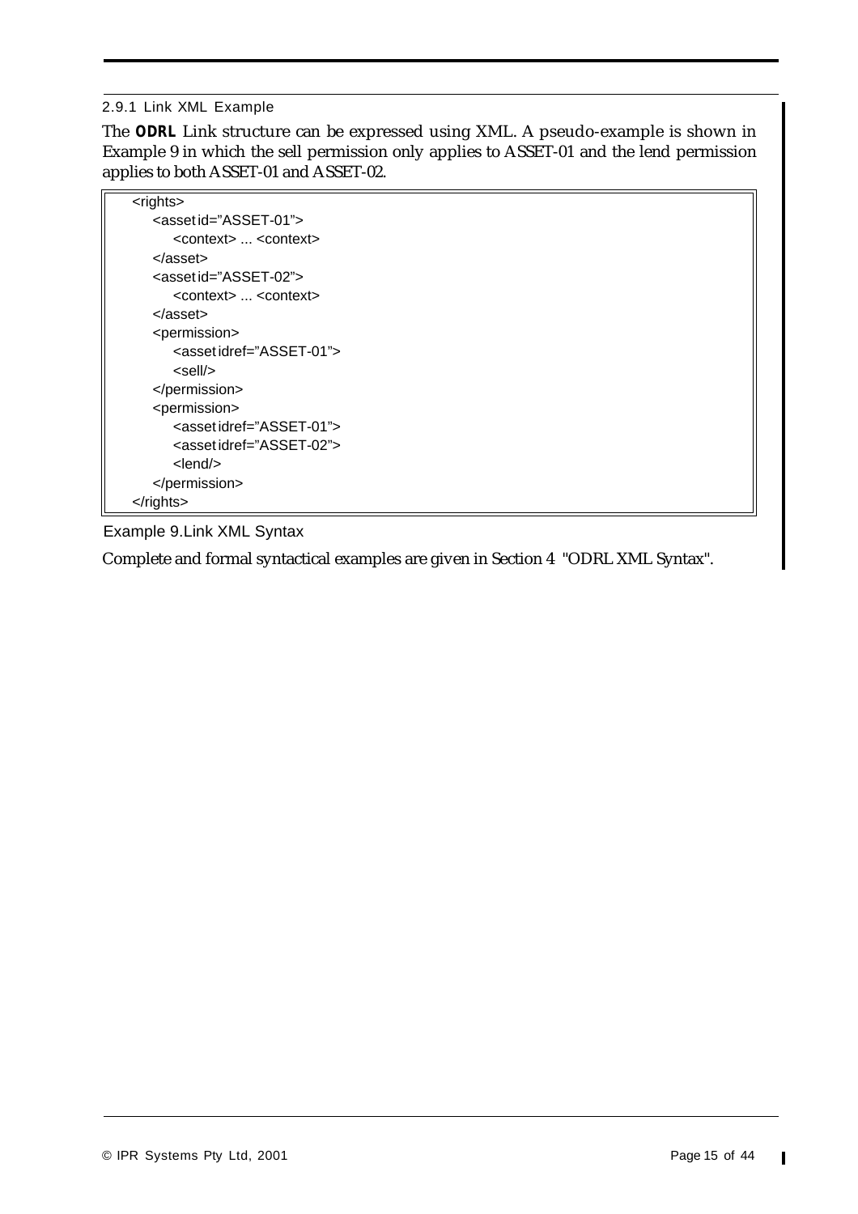### 2.9.1 Link XML Example

The **ODRL** Link structure can be expressed using XML. A pseudo-example is shown in Example 9 in which the sell permission only applies to ASSET-01 and the lend permission applies to both ASSET-01 and ASSET-02.

```
<rights>
    <asset id=”ASSET-01”>
        <context> ... <context>
    </asset>
    <asset id=”ASSET-02”>
        <context> ... <context>
    </asset>
    <permission>
        <asset idref=”ASSET-01”>
        <sell/>
    </permission>
    <permission>
        <asset idref=”ASSET-01”>
        <asset idref=”ASSET-02”>
        <lend/>
    </permission>
</rights>
```

Example 9.Link XML Syntax

Complete and formal syntactical examples are given in Section 4 "ODRL XML Syntax".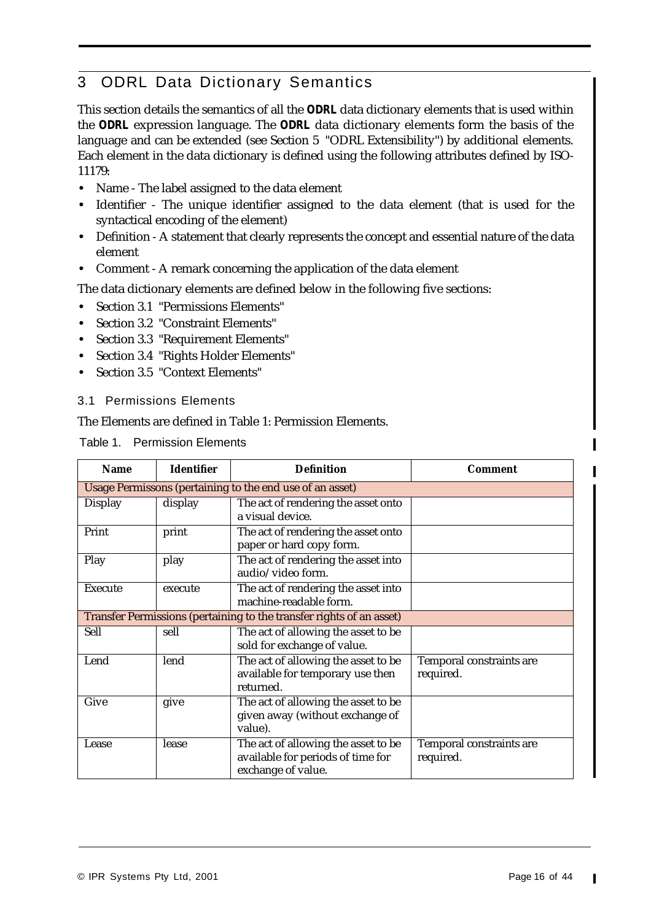## 3 ODRL Data Dictionary Semantics

This section details the semantics of all the **ODRL** data dictionary elements that is used within the **ODRL** expression language. The **ODRL** data dictionary elements form the basis of the language and can be extended (see Section 5 "ODRL Extensibility") by additional elements. Each element in the data dictionary is defined using the following attributes defined by ISO-11179:

- Name - The label assigned to the data element
- Identifier - The unique identifier assigned to the data element (that is used for the syntactical encoding of the element)
- Definition - A statement that clearly represents the concept and essential nature of the data element
- Comment - A remark concerning the application of the data element

The data dictionary elements are defined below in the following five sections:

- Section 3.1 "Permissions Elements"
- Section 3.2 "Constraint Elements"
- Section 3.3 "Requirement Elements"
- Section 3.4 "Rights Holder Elements"
- Section 3.5 "Context Elements"

### 3.1 Permissions Elements

The Elements are defined in Table 1: Permission Elements.

Table 1. Permission Elements

| Name | Identifier | Definition | Comment |
|---|---|---|---|
| Usage Permissons (pertaining to the end use of an asset) | | | |
| Display | display | The act of rendering the asset onto a visual device. | |
| Print | print | The act of rendering the asset onto paper or hard copy form. | |
| Play | play | The act of rendering the asset into audio/video form. | |
| Execute | execute | The act of rendering the asset into machine-readable form. | |
| Transfer Permissions (pertaining to the transfer rights of an asset) | | | |
| Sell | sell | The act of allowing the asset to be sold for exchange of value. | |
| Lend | lend | The act of allowing the asset to be available for temporary use then returned. | Temporal constraints are required. |
| Give | give | The act of allowing the asset to be given away (without exchange of value). | |
| Lease | lease | The act of allowing the asset to be available for periods of time for exchange of value. | Temporal constraints are required. |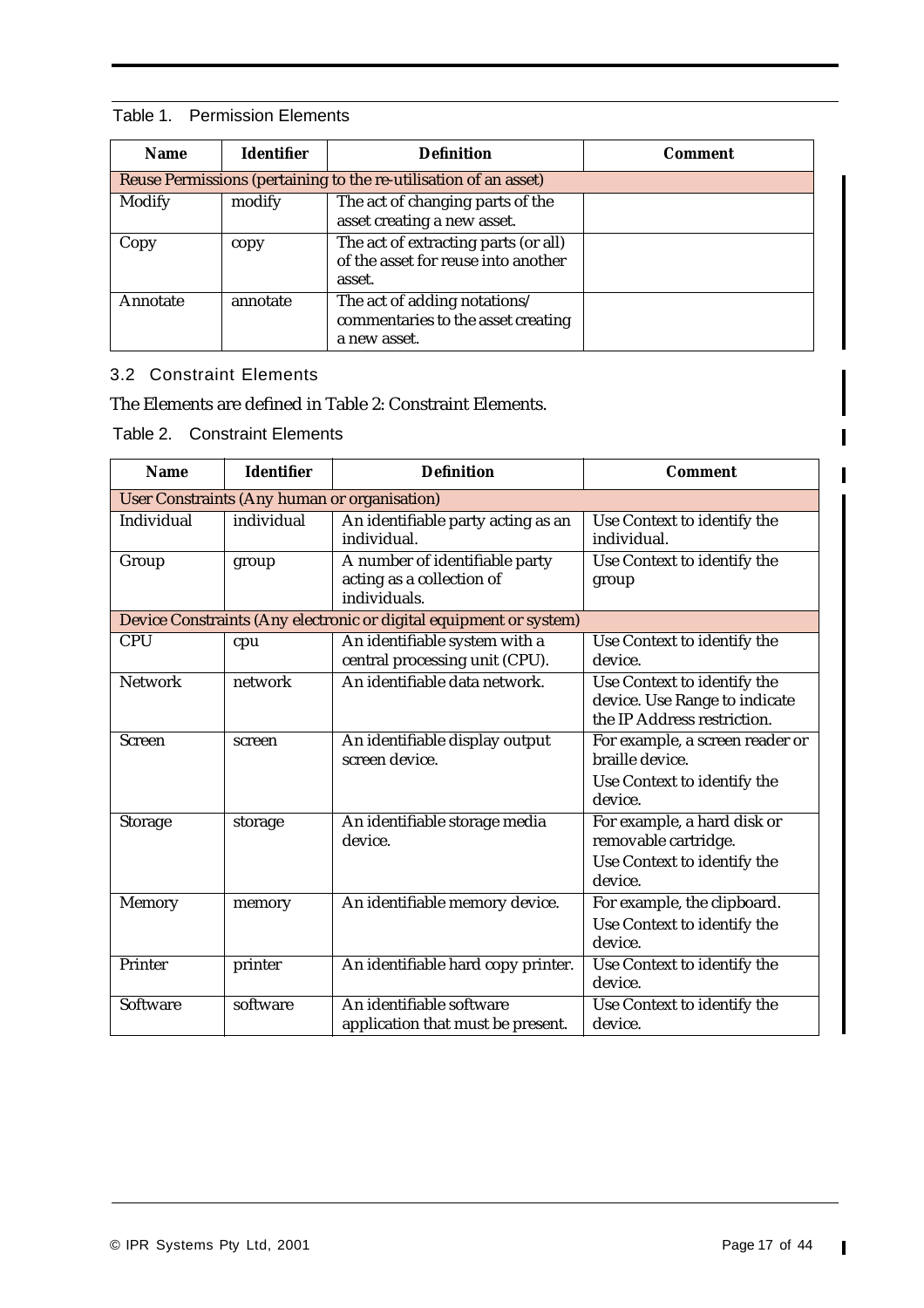Table 1. Permission Elements

| Name | Identifier | Definition | Comment |
|---|---|---|---|
| Reuse Permissions (pertaining to the re-utilisation of an asset) | | | |
| Modify | modify | The act of changing parts of the asset creating a new asset. | |
| Copy | copy | The act of extracting parts (or all) of the asset for reuse into another asset. | |
| Annotate | annotate | The act of adding notations/ commentaries to the asset creating a new asset. | |

### 3.2 Constraint Elements

The Elements are defined in Table 2: Constraint Elements.

Table 2. Constraint Elements

| Name | Identifier | Definition | Comment |
|---|---|---|---|
| User Constraints (Any human or organisation) | | | |
| Individual | individual | An identifiable party acting as an individual. | Use Context to identify the individual. |
| Group | group | A number of identifiable party acting as a collection of individuals. | Use Context to identify the group |
| Device Constraints (Any electronic or digital equipment or system) | | | |
| CPU | cpu | An identifiable system with a central processing unit (CPU). | Use Context to identify the device. |
| Network | network | An identifiable data network. | Use Context to identify the device. Use Range to indicate the IP Address restriction. |
| Screen | screen | An identifiable display output screen device. | For example, a screen reader or braille device. Use Context to identify the device. |
| Storage | storage | An identifiable storage media device. | For example, a hard disk or removable cartridge. Use Context to identify the device. |
| Memory | memory | An identifiable memory device. | For example, the clipboard. Use Context to identify the device. |
| Printer | printer | An identifiable hard copy printer. | Use Context to identify the device. |
| Software | software | An identifiable software application that must be present. | Use Context to identify the device. |

© IPR Systems Pty Ltd, 2001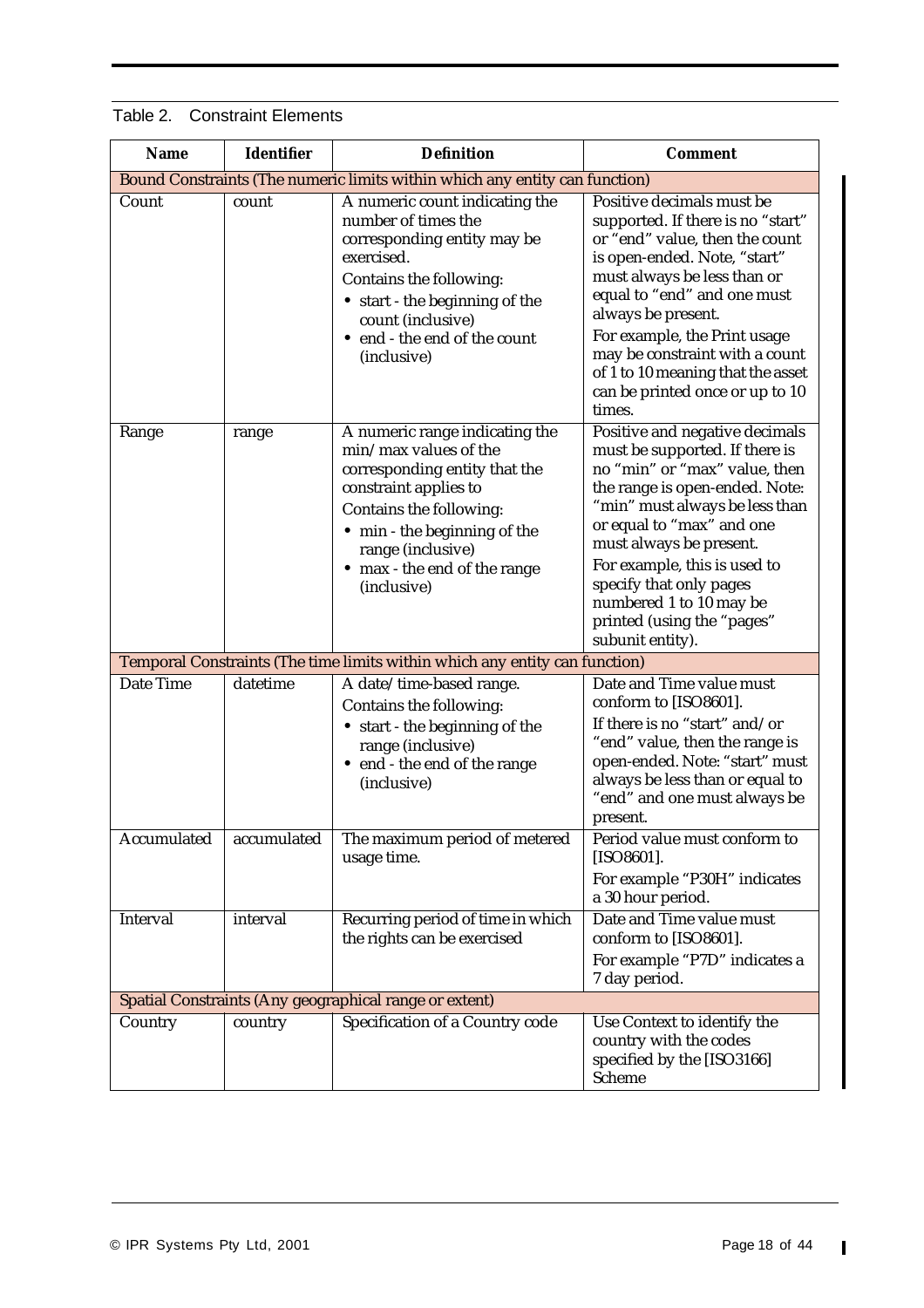Table 2. Constraint Elements

| Name | Identifier | Definition | Comment |
|---|---|---|---|
| Bound Constraints (The numeric limits within which any entity can function) | | | |
| Count | count | A numeric count indicating the number of times the corresponding entity may be exercised.<br>Contains the following:<br>• start - the beginning of the count (inclusive)<br>• end - the end of the count (inclusive) | Positive decimals must be supported. If there is no "start" or "end" value, then the count is open-ended. Note, "start" must always be less than or equal to "end" and one must always be present.<br>For example, the Print usage may be constraint with a count of 1 to 10 meaning that the asset can be printed once or up to 10 times. |
| Range | range | A numeric range indicating the min/max values of the corresponding entity that the constraint applies to<br>Contains the following:<br>• min - the beginning of the range (inclusive)<br>• max - the end of the range (inclusive) | Positive and negative decimals must be supported. If there is no "min" or "max" value, then the range is open-ended. Note: "min" must always be less than or equal to "max" and one must always be present.<br>For example, this is used to specify that only pages numbered 1 to 10 may be printed (using the "pages" subunit entity). |
| Temporal Constraints (The time limits within which any entity can function) | | | |
| Date Time | datetime | A date/time-based range.<br>Contains the following:<br>• start - the beginning of the range (inclusive)<br>• end - the end of the range (inclusive) | Date and Time value must conform to [ISO8601].<br>If there is no "start" and/or "end" value, then the range is open-ended. Note: "start" must always be less than or equal to "end" and one must always be present. |
| Accumulated | accumulated | The maximum period of metered usage time. | Period value must conform to [ISO8601].<br>For example "P30H" indicates a 30 hour period. |
| Interval | interval | Recurring period of time in which the rights can be exercised | Date and Time value must conform to [ISO8601].<br>For example "P7D" indicates a 7 day period. |
| Spatial Constraints (Any geographical range or extent) | | | |
| Country | country | Specification of a Country code | Use Context to identify the country with the codes specified by the [ISO3166] Scheme |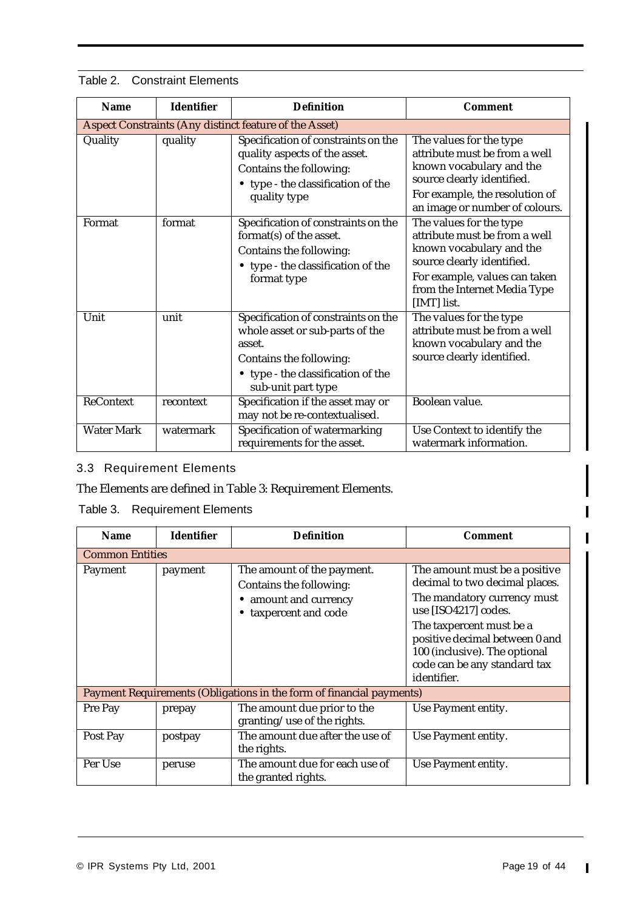Table 2. Constraint Elements

| Name | Identifier | Definition | Comment |
|---|---|---|---|
| Aspect Constraints (Any distinct feature of the Asset) | | | |
| Quality | quality | Specification of constraints on the quality aspects of the asset.<br>Contains the following:<br>• type - the classification of the quality type | The values for the type attribute must be from a well known vocabulary and the source clearly identified.<br>For example, the resolution of an image or number of colours. |
| Format | format | Specification of constraints on the format(s) of the asset.<br>Contains the following:<br>• type - the classification of the format type | The values for the type attribute must be from a well known vocabulary and the source clearly identified.<br>For example, values can taken from the Internet Media Type [IMT] list. |
| Unit | unit | Specification of constraints on the whole asset or sub-parts of the asset.<br>Contains the following:<br>• type - the classification of the sub-unit part type | The values for the type attribute must be from a well known vocabulary and the source clearly identified. |
| ReContext | recontext | Specification if the asset may or may not be re-contextualised. | Boolean value. |
| Water Mark | watermark | Specification of watermarking requirements for the asset. | Use Context to identify the watermark information. |

### 3.3 Requirement Elements

The Elements are defined in Table 3: Requirement Elements.

Table 3. Requirement Elements

| Name | Identifier | Definition | Comment |
|---|---|---|---|
| Common Entities | | | |
| Payment | payment | The amount of the payment.<br>Contains the following:<br>• amount and currency<br>• taxpercent and code | The amount must be a positive decimal to two decimal places.<br>The mandatory currency must use [ISO4217] codes.<br>The taxpercent must be a positive decimal between 0 and 100 (inclusive). The optional code can be any standard tax identifier. |
| Payment Requirements (Obligations in the form of financial payments) | | | |
| Pre Pay | prepay | The amount due prior to the granting/use of the rights. | Use Payment entity. |
| Post Pay | postpay | The amount due after the use of the rights. | Use Payment entity. |
| Per Use | peruse | The amount due for each use of the granted rights. | Use Payment entity. |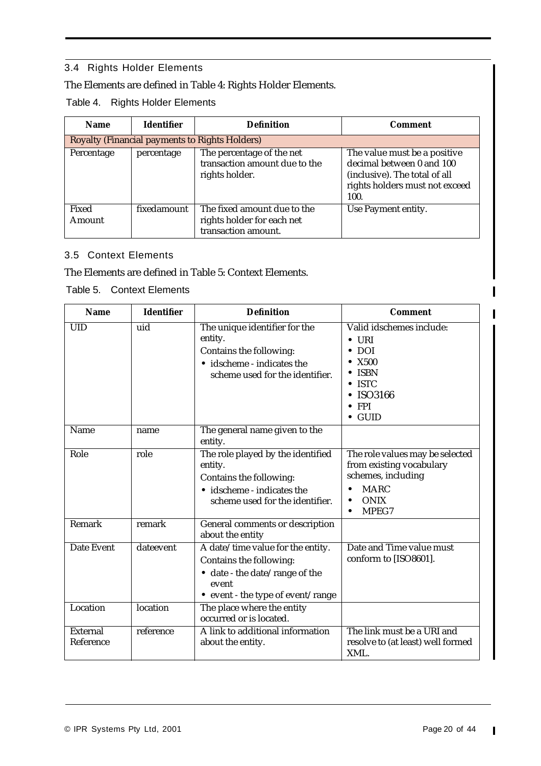### 3.4 Rights Holder Elements

The Elements are defined in Table 4: Rights Holder Elements.

Table 4. Rights Holder Elements

| Name | Identifier | Definition | Comment |
|---|---|---|---|
| Royalty (Financial payments to Rights Holders) | | | |
| Percentage | percentage | The percentage of the net transaction amount due to the rights holder. | The value must be a positive decimal between 0 and 100 (inclusive). The total of all rights holders must not exceed 100. |
| Fixed Amount | fixedamount | The fixed amount due to the rights holder for each net transaction amount. | Use Payment entity. |

### 3.5 Context Elements

The Elements are defined in Table 5: Context Elements.

Table 5. Context Elements

| Name | Identifier | Definition | Comment |
|---|---|---|---|
| UID | uid | The unique identifier for the entity.<br>Contains the following:<br>• idscheme - indicates the scheme used for the identifier. | Valid idschemes include:<br>• URI<br>• DOI<br>• X500<br>• ISBN<br>• ISTC<br>• ISO3166<br>• FPI<br>• GUID |
| Name | name | The general name given to the entity. | |
| Role | role | The role played by the identified entity.<br>Contains the following:<br>• idscheme - indicates the scheme used for the identifier. | The role values may be selected from existing vocabulary schemes, including<br>• MARC<br>• ONIX<br>• MPEG7 |
| Remark | remark | General comments or description about the entity | |
| Date Event | dateevent | A date/time value for the entity.<br>Contains the following:<br>• date - the date/range of the event<br>• event - the type of event/range | Date and Time value must conform to [ISO8601]. |
| Location | location | The place where the entity occurred or is located. | |
| External Reference | reference | A link to additional information about the entity. | The link must be a URI and resolve to (at least) well formed XML. |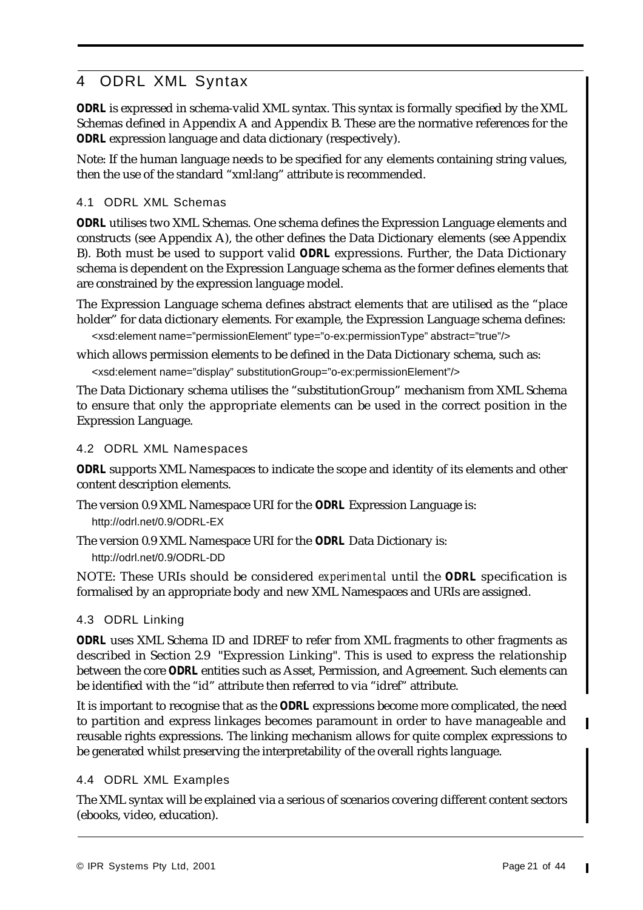# 4 ODRL XML Syntax

**ODRL** is expressed in schema-valid XML syntax. This syntax is formally specified by the XML Schemas defined in Appendix A and Appendix B. These are the normative references for the **ODRL** expression language and data dictionary (respectively).

Note: If the human language needs to be specified for any elements containing string values, then the use of the standard "xml:lang" attribute is recommended.

## 4.1 ODRL XML Schemas

**ODRL** utilises two XML Schemas. One schema defines the Expression Language elements and constructs (see Appendix A), the other defines the Data Dictionary elements (see Appendix B). Both must be used to support valid **ODRL** expressions. Further, the Data Dictionary schema is dependent on the Expression Language schema as the former defines elements that are constrained by the expression language model.

The Expression Language schema defines abstract elements that are utilised as the "place holder" for data dictionary elements. For example, the Expression Language schema defines:

```
<xsd:element name="permissionElement" type="o-ex:permissionType" abstract="true"/>
```

which allows permission elements to be defined in the Data Dictionary schema, such as:

```
<xsd:element name="display" substitutionGroup="o-ex:permissionElement"/>
```

The Data Dictionary schema utilises the "substitutionGroup" mechanism from XML Schema to ensure that only the appropriate elements can be used in the correct position in the Expression Language.

## 4.2 ODRL XML Namespaces

**ODRL** supports XML Namespaces to indicate the scope and identity of its elements and other content description elements.

The version 0.9 XML Namespace URI for the **ODRL** Expression Language is:

http://odrl.net/0.9/ODRL-EX

The version 0.9 XML Namespace URI for the **ODRL** Data Dictionary is:

http://odrl.net/0.9/ODRL-DD

NOTE: These URIs should be considered *experimental* until the **ODRL** specification is formalised by an appropriate body and new XML Namespaces and URIs are assigned.

## 4.3 ODRL Linking

**ODRL** uses XML Schema ID and IDREF to refer from XML fragments to other fragments as described in Section 2.9 "Expression Linking". This is used to express the relationship between the core **ODRL** entities such as Asset, Permission, and Agreement. Such elements can be identified with the "id" attribute then referred to via "idref" attribute.

It is important to recognise that as the **ODRL** expressions become more complicated, the need to partition and express linkages becomes paramount in order to have manageable and reusable rights expressions. The linking mechanism allows for quite complex expressions to be generated whilst preserving the interpretability of the overall rights language.

## 4.4 ODRL XML Examples

The XML syntax will be explained via a serious of scenarios covering different content sectors (ebooks, video, education).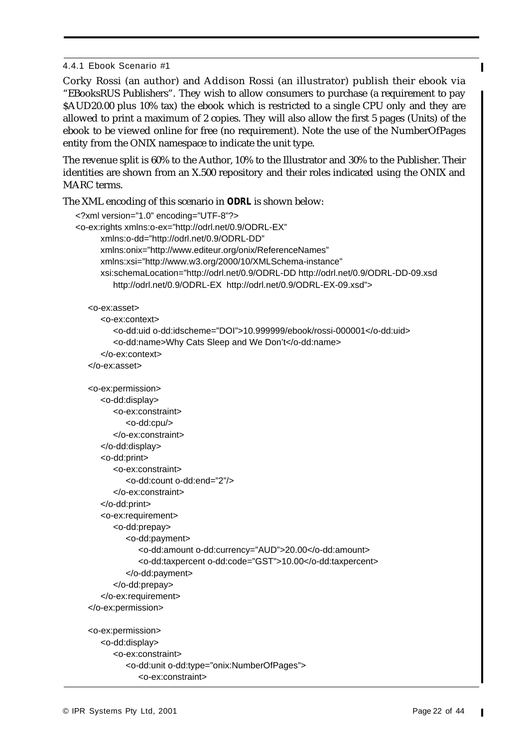#### 4.4.1 Ebook Scenario #1

Corky Rossi (an author) and Addison Rossi (an illustrator) publish their ebook via "EBooksRUS Publishers". They wish to allow consumers to purchase (a requirement to pay $AUD20.00 plus 10% tax) the ebook which is restricted to a single CPU only and they are allowed to print a maximum of 2 copies. They will also allow the first 5 pages (Units) of the ebook to be viewed online for free (no requirement). Note the use of the NumberOfPages entity from the ONIX namespace to indicate the unit type.

The revenue split is 60% to the Author, 10% to the Illustrator and 30% to the Publisher. Their identities are shown from an X.500 repository and their roles indicated using the ONIX and MARC terms.

The XML encoding of this scenario in **ODRL** is shown below:

```
<?xml version="1.0" encoding="UTF-8"?>
<o-ex:rights xmlns:o-ex="http://odrl.net/0.9/ODRL-EX"
      xmlns:o-dd="http://odrl.net/0.9/ODRL-DD"
      xmlns:onix="http://www.editeur.org/onix/ReferenceNames"
      xmlns:xsi="http://www.w3.org/2000/10/XMLSchema-instance"
      xsi:schemaLocation="http://odrl.net/0.9/ODRL-DD http://odrl.net/0.9/ODRL-DD-09.xsd
          http://odrl.net/0.9/ODRL-EX  http://odrl.net/0.9/ODRL-EX-09.xsd">

   <o-ex:asset>
      <o-ex:context>
         <o-dd:uid o-dd:idscheme="DOI">10.999999/ebook/rossi-000001</o-dd:uid>
         <o-dd:name>Why Cats Sleep and We Don't</o-dd:name>
      </o-ex:context>
   </o-ex:asset>

   <o-ex:permission>
      <o-dd:display>
         <o-ex:constraint>
            <o-dd:cpu/>
         </o-ex:constraint>
      </o-dd:display>
      <o-dd:print>
         <o-ex:constraint>
            <o-dd:count o-dd:end="2"/>
         </o-ex:constraint>
      </o-dd:print>
      <o-ex:requirement>
         <o-dd:prepay>
            <o-dd:payment>
               <o-dd:amount o-dd:currency="AUD">20.00</o-dd:amount>
               <o-dd:taxpercent o-dd:code="GST">10.00</o-dd:taxpercent>
            </o-dd:payment>
         </o-dd:prepay>
      </o-ex:requirement>
   </o-ex:permission>

   <o-ex:permission>
      <o-dd:display>
         <o-ex:constraint>
            <o-dd:unit o-dd:type="onix:NumberOfPages">
               <o-ex:constraint>
```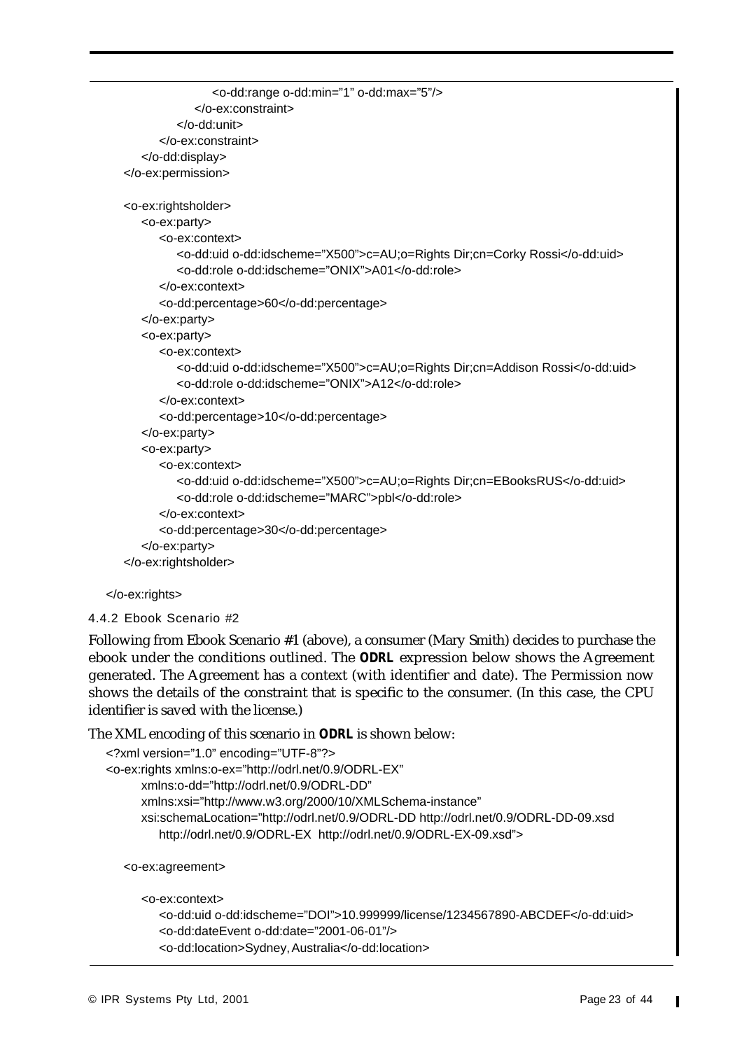```
                <o-dd:range o-dd:min="1" o-dd:max="5"/>
              </o-ex:constraint>
            </o-dd:unit>
          </o-ex:constraint>
        </o-dd:display>
      </o-ex:permission>

      <o-ex:rightsholder>
        <o-ex:party>
          <o-ex:context>
            <o-dd:uid o-dd:idscheme="X500">c=AU;o=Rights Dir;cn=Corky Rossi</o-dd:uid>
            <o-dd:role o-dd:idscheme="ONIX">A01</o-dd:role>
          </o-ex:context>
          <o-dd:percentage>60</o-dd:percentage>
        </o-ex:party>
        <o-ex:party>
          <o-ex:context>
            <o-dd:uid o-dd:idscheme="X500">c=AU;o=Rights Dir;cn=Addison Rossi</o-dd:uid>
            <o-dd:role o-dd:idscheme="ONIX">A12</o-dd:role>
          </o-ex:context>
          <o-dd:percentage>10</o-dd:percentage>
        </o-ex:party>
        <o-ex:party>
          <o-ex:context>
            <o-dd:uid o-dd:idscheme="X500">c=AU;o=Rights Dir;cn=EBooksRUS</o-dd:uid>
            <o-dd:role o-dd:idscheme="MARC">pbl</o-dd:role>
          </o-ex:context>
          <o-dd:percentage>30</o-dd:percentage>
        </o-ex:party>
      </o-ex:rightsholder>

  </o-ex:rights>
```

#### 4.4.2 Ebook Scenario #2

Following from Ebook Scenario #1 (above), a consumer (Mary Smith) decides to purchase the ebook under the conditions outlined. The **ODRL** expression below shows the Agreement generated. The Agreement has a context (with identifier and date). The Permission now shows the details of the constraint that is specific to the consumer. (In this case, the CPU identifier is saved with the license.)

The XML encoding of this scenario in **ODRL** is shown below:

```
<?xml version="1.0" encoding="UTF-8"?>
<o-ex:rights xmlns:o-ex="http://odrl.net/0.9/ODRL-EX"
      xmlns:o-dd="http://odrl.net/0.9/ODRL-DD"
      xmlns:xsi="http://www.w3.org/2000/10/XMLSchema-instance"
      xsi:schemaLocation="http://odrl.net/0.9/ODRL-DD http://odrl.net/0.9/ODRL-DD-09.xsd
         http://odrl.net/0.9/ODRL-EX  http://odrl.net/0.9/ODRL-EX-09.xsd">

    <o-ex:agreement>

      <o-ex:context>
        <o-dd:uid o-dd:idscheme="DOI">10.999999/license/1234567890-ABCDEF</o-dd:uid>
        <o-dd:dateEvent o-dd:date="2001-06-01"/>
        <o-dd:location>Sydney, Australia</o-dd:location>
```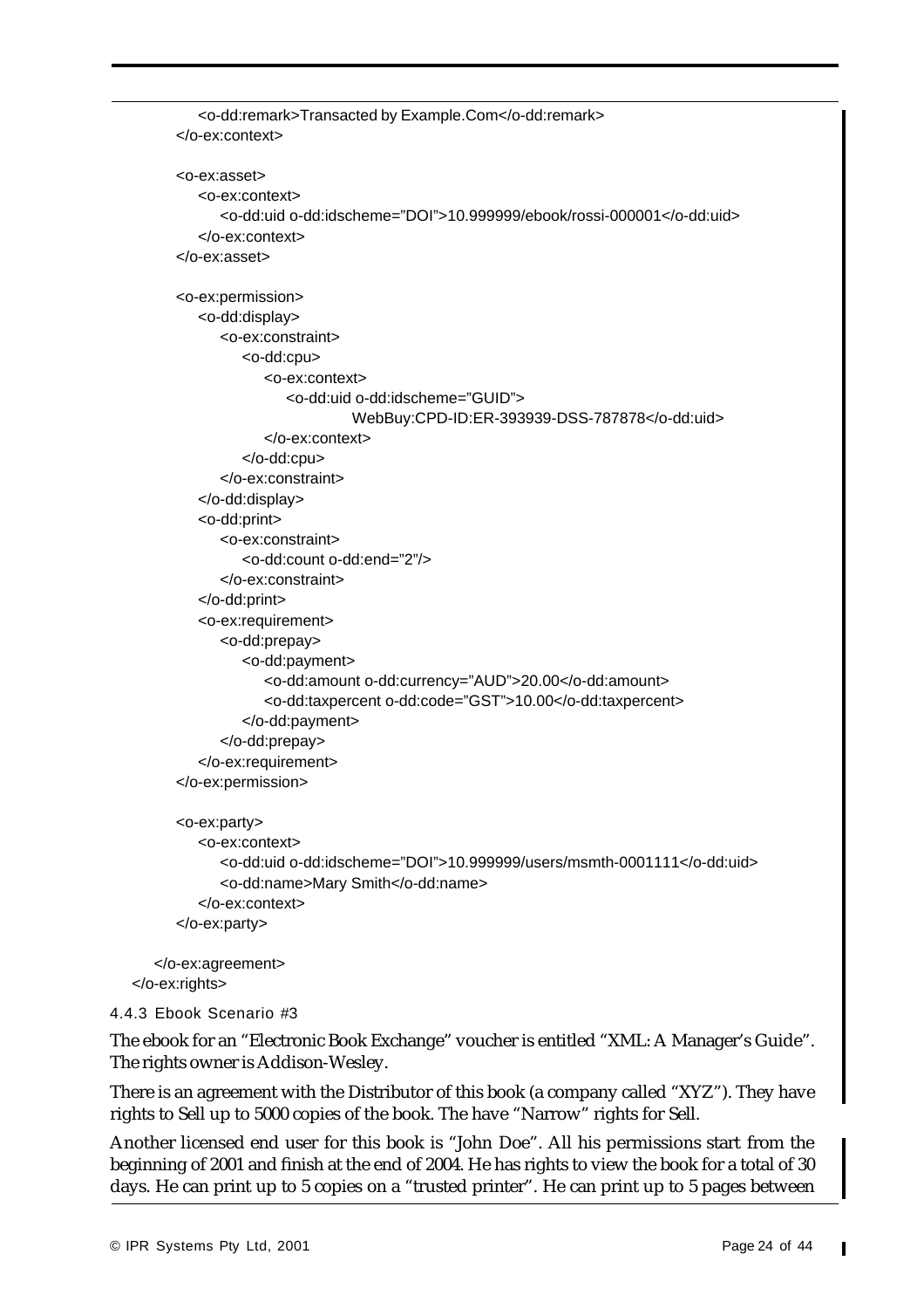```
            <o-dd:remark>Transacted by Example.Com</o-dd:remark>
        </o-ex:context>

        <o-ex:asset>
            <o-ex:context>
                <o-dd:uid o-dd:idscheme="DOI">10.999999/ebook/rossi-000001</o-dd:uid>
            </o-ex:context>
        </o-ex:asset>

        <o-ex:permission>
            <o-dd:display>
                <o-ex:constraint>
                    <o-dd:cpu>
                        <o-ex:context>
                            <o-dd:uid o-dd:idscheme="GUID">
                                    WebBuy:CPD-ID:ER-393939-DSS-787878</o-dd:uid>
                        </o-ex:context>
                    </o-dd:cpu>
                </o-ex:constraint>
            </o-dd:display>
            <o-dd:print>
                <o-ex:constraint>
                    <o-dd:count o-dd:end="2"/>
                </o-ex:constraint>
            </o-dd:print>
            <o-ex:requirement>
                <o-dd:prepay>
                    <o-dd:payment>
                        <o-dd:amount o-dd:currency="AUD">20.00</o-dd:amount>
                        <o-dd:taxpercent o-dd:code="GST">10.00</o-dd:taxpercent>
                    </o-dd:payment>
                </o-dd:prepay>
            </o-ex:requirement>
        </o-ex:permission>

        <o-ex:party>
            <o-ex:context>
                <o-dd:uid o-dd:idscheme="DOI">10.999999/users/msmth-0001111</o-dd:uid>
                <o-dd:name>Mary Smith</o-dd:name>
            </o-ex:context>
        </o-ex:party>

    </o-ex:agreement>
</o-ex:rights>
```

#### 4.4.3 Ebook Scenario #3

The ebook for an "Electronic Book Exchange" voucher is entitled "XML: A Manager's Guide". The rights owner is Addison-Wesley.

There is an agreement with the Distributor of this book (a company called "XYZ"). They have rights to Sell up to 5000 copies of the book. The have "Narrow" rights for Sell.

Another licensed end user for this book is "John Doe". All his permissions start from the beginning of 2001 and finish at the end of 2004. He has rights to view the book for a total of 30 days. He can print up to 5 copies on a "trusted printer". He can print up to 5 pages between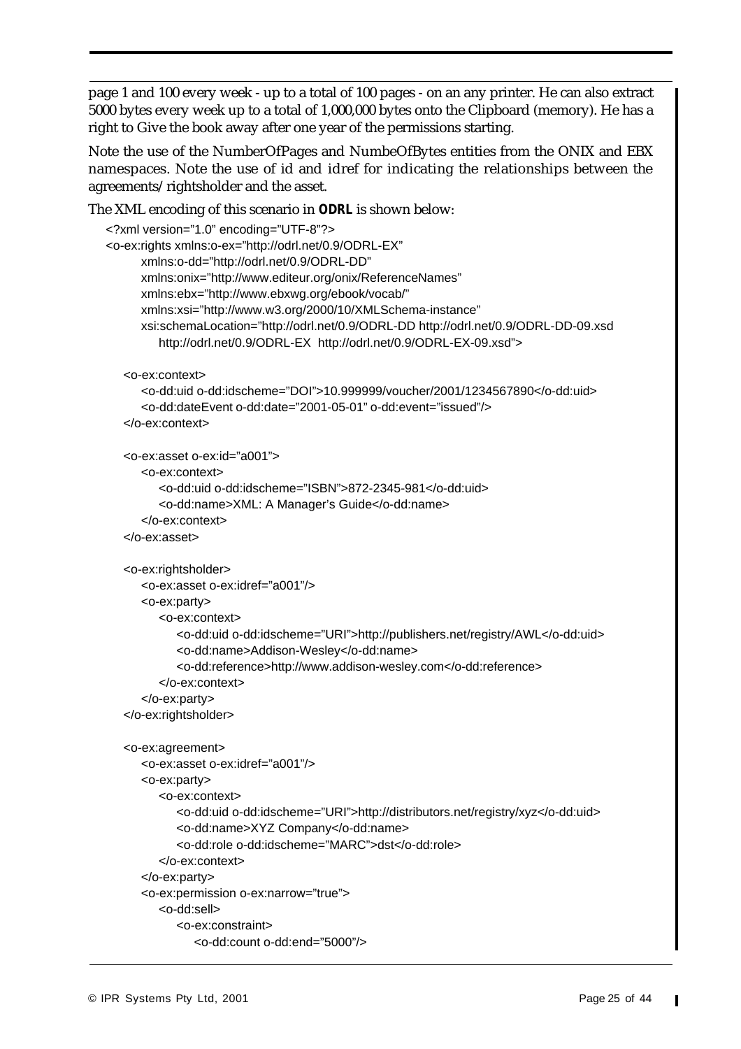page 1 and 100 every week - up to a total of 100 pages - on an any printer. He can also extract 5000 bytes every week up to a total of 1,000,000 bytes onto the Clipboard (memory). He has a right to Give the book away after one year of the permissions starting.

Note the use of the NumberOfPages and NumbeOfBytes entities from the ONIX and EBX namespaces. Note the use of id and idref for indicating the relationships between the agreements/rightsholder and the asset.

The XML encoding of this scenario in **ODRL** is shown below:

```
<?xml version="1.0" encoding="UTF-8"?>
<o-ex:rights xmlns:o-ex="http://odrl.net/0.9/ODRL-EX"
      xmlns:o-dd="http://odrl.net/0.9/ODRL-DD"
      xmlns:onix="http://www.editeur.org/onix/ReferenceNames"
      xmlns:ebx="http://www.ebxwg.org/ebook/vocab/"
      xmlns:xsi="http://www.w3.org/2000/10/XMLSchema-instance"
      xsi:schemaLocation="http://odrl.net/0.9/ODRL-DD http://odrl.net/0.9/ODRL-DD-09.xsd
          http://odrl.net/0.9/ODRL-EX  http://odrl.net/0.9/ODRL-EX-09.xsd">

   <o-ex:context>
      <o-dd:uid o-dd:idscheme="DOI">10.999999/voucher/2001/1234567890</o-dd:uid>
      <o-dd:dateEvent o-dd:date="2001-05-01" o-dd:event="issued"/>
   </o-ex:context>

   <o-ex:asset o-ex:id="a001">
      <o-ex:context>
         <o-dd:uid o-dd:idscheme="ISBN">872-2345-981</o-dd:uid>
         <o-dd:name>XML: A Manager's Guide</o-dd:name>
      </o-ex:context>
   </o-ex:asset>

   <o-ex:rightsholder>
      <o-ex:asset o-ex:idref="a001"/>
      <o-ex:party>
         <o-ex:context>
            <o-dd:uid o-dd:idscheme="URI">http://publishers.net/registry/AWL</o-dd:uid>
            <o-dd:name>Addison-Wesley</o-dd:name>
            <o-dd:reference>http://www.addison-wesley.com</o-dd:reference>
         </o-ex:context>
      </o-ex:party>
   </o-ex:rightsholder>

   <o-ex:agreement>
      <o-ex:asset o-ex:idref="a001"/>
      <o-ex:party>
         <o-ex:context>
            <o-dd:uid o-dd:idscheme="URI">http://distributors.net/registry/xyz</o-dd:uid>
            <o-dd:name>XYZ Company</o-dd:name>
            <o-dd:role o-dd:idscheme="MARC">dst</o-dd:role>
         </o-ex:context>
      </o-ex:party>
      <o-ex:permission o-ex:narrow="true">
         <o-dd:sell>
            <o-ex:constraint>
               <o-dd:count o-dd:end="5000"/>
```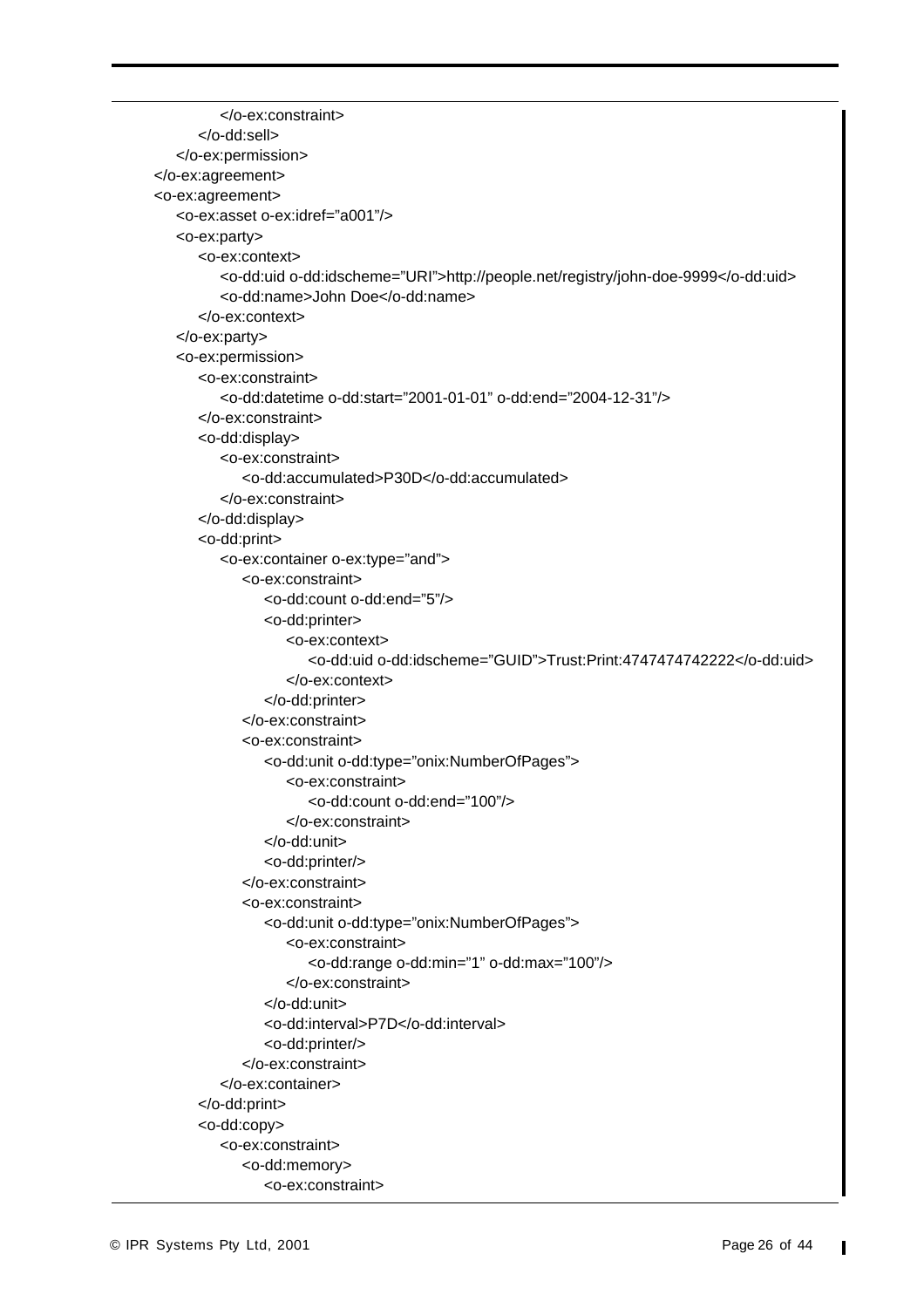```
            </o-ex:constraint>
        </o-dd:sell>
    </o-ex:permission>
</o-ex:agreement>
<o-ex:agreement>
    <o-ex:asset o-ex:idref="a001"/>
    <o-ex:party>
        <o-ex:context>
            <o-dd:uid o-dd:idscheme="URI">http://people.net/registry/john-doe-9999</o-dd:uid>
            <o-dd:name>John Doe</o-dd:name>
        </o-ex:context>
    </o-ex:party>
    <o-ex:permission>
        <o-ex:constraint>
            <o-dd:datetime o-dd:start="2001-01-01" o-dd:end="2004-12-31"/>
        </o-ex:constraint>
        <o-dd:display>
            <o-ex:constraint>
                <o-dd:accumulated>P30D</o-dd:accumulated>
            </o-ex:constraint>
        </o-dd:display>
        <o-dd:print>
            <o-ex:container o-ex:type="and">
                <o-ex:constraint>
                    <o-dd:count o-dd:end="5"/>
                    <o-dd:printer>
                        <o-ex:context>
                            <o-dd:uid o-dd:idscheme="GUID">Trust:Print:4747474742222</o-dd:uid>
                        </o-ex:context>
                    </o-dd:printer>
                </o-ex:constraint>
                <o-ex:constraint>
                    <o-dd:unit o-dd:type="onix:NumberOfPages">
                        <o-ex:constraint>
                            <o-dd:count o-dd:end="100"/>
                        </o-ex:constraint>
                    </o-dd:unit>
                    <o-dd:printer/>
                </o-ex:constraint>
                <o-ex:constraint>
                    <o-dd:unit o-dd:type="onix:NumberOfPages">
                        <o-ex:constraint>
                            <o-dd:range o-dd:min="1" o-dd:max="100"/>
                        </o-ex:constraint>
                    </o-dd:unit>
                    <o-dd:interval>P7D</o-dd:interval>
                    <o-dd:printer/>
                </o-ex:constraint>
            </o-ex:container>
        </o-dd:print>
        <o-dd:copy>
            <o-ex:constraint>
                <o-dd:memory>
                    <o-ex:constraint>
```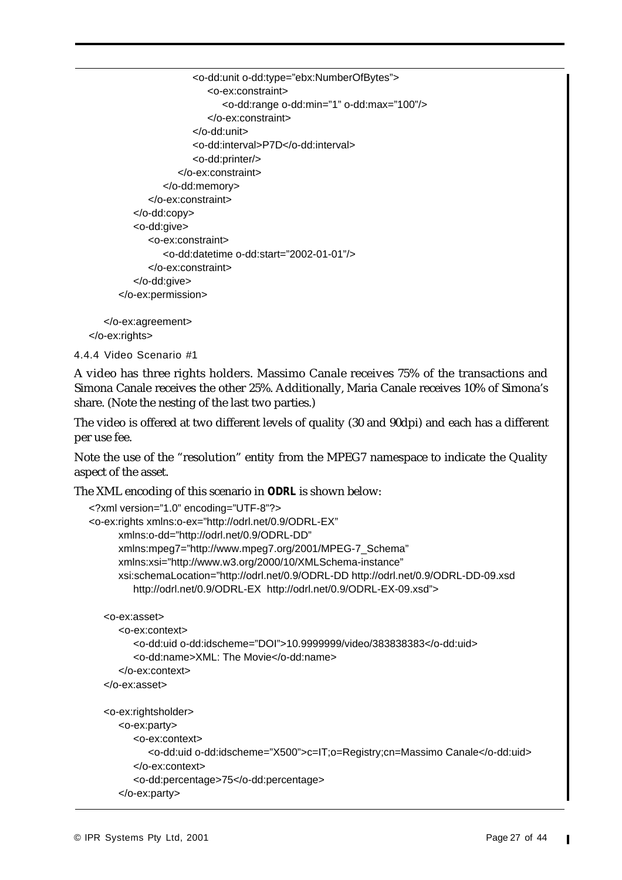```
                    <o-dd:unit o-dd:type="ebx:NumberOfBytes">
                        <o-ex:constraint>
                            <o-dd:range o-dd:min="1" o-dd:max="100"/>
                        </o-ex:constraint>
                    </o-dd:unit>
                    <o-dd:interval>P7D</o-dd:interval>
                    <o-dd:printer/>
                </o-ex:constraint>
            </o-dd:memory>
        </o-ex:constraint>
    </o-dd:copy>
    <o-dd:give>
        <o-ex:constraint>
            <o-dd:datetime o-dd:start="2002-01-01"/>
        </o-ex:constraint>
    </o-dd:give>
</o-ex:permission>

    </o-ex:agreement>
</o-ex:rights>
```

#### 4.4.4 Video Scenario #1

A video has three rights holders. Massimo Canale receives 75% of the transactions and Simona Canale receives the other 25%. Additionally, Maria Canale receives 10% of Simona's share. (Note the nesting of the last two parties.)

The video is offered at two different levels of quality (30 and 90dpi) and each has a different per use fee.

Note the use of the "resolution" entity from the MPEG7 namespace to indicate the Quality aspect of the asset.

The XML encoding of this scenario in **ODRL** is shown below:

```
<?xml version="1.0" encoding="UTF-8"?>
<o-ex:rights xmlns:o-ex="http://odrl.net/0.9/ODRL-EX"
      xmlns:o-dd="http://odrl.net/0.9/ODRL-DD"
      xmlns:mpeg7="http://www.mpeg7.org/2001/MPEG-7_Schema"
      xmlns:xsi="http://www.w3.org/2000/10/XMLSchema-instance"
      xsi:schemaLocation="http://odrl.net/0.9/ODRL-DD http://odrl.net/0.9/ODRL-DD-09.xsd
          http://odrl.net/0.9/ODRL-EX  http://odrl.net/0.9/ODRL-EX-09.xsd">

    <o-ex:asset>
        <o-ex:context>
            <o-dd:uid o-dd:idscheme="DOI">10.9999999/video/383838383</o-dd:uid>
            <o-dd:name>XML: The Movie</o-dd:name>
        </o-ex:context>
    </o-ex:asset>

    <o-ex:rightsholder>
        <o-ex:party>
            <o-ex:context>
                <o-dd:uid o-dd:idscheme="X500">c=IT;o=Registry;cn=Massimo Canale</o-dd:uid>
            </o-ex:context>
            <o-dd:percentage>75</o-dd:percentage>
        </o-ex:party>
```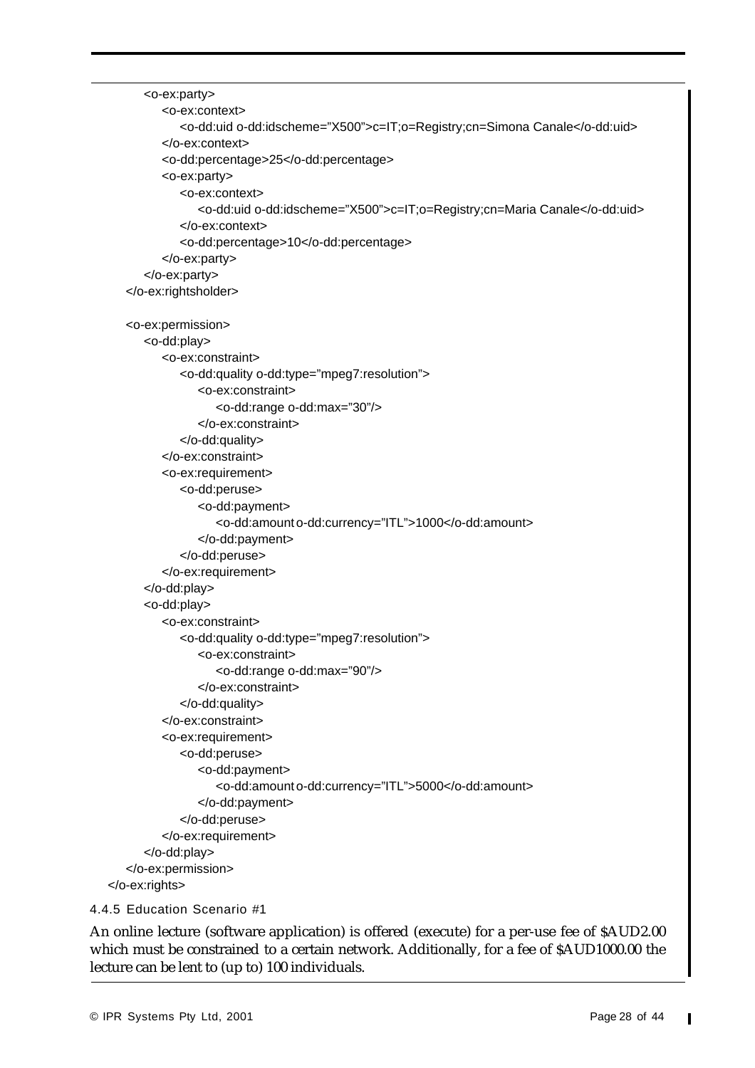```
        <o-ex:party>
            <o-ex:context>
                <o-dd:uid o-dd:idscheme="X500">c=IT;o=Registry;cn=Simona Canale</o-dd:uid>
            </o-ex:context>
            <o-dd:percentage>25</o-dd:percentage>
            <o-ex:party>
                <o-ex:context>
                    <o-dd:uid o-dd:idscheme="X500">c=IT;o=Registry;cn=Maria Canale</o-dd:uid>
                </o-ex:context>
                <o-dd:percentage>10</o-dd:percentage>
            </o-ex:party>
        </o-ex:party>
    </o-ex:rightsholder>

    <o-ex:permission>
        <o-dd:play>
            <o-ex:constraint>
                <o-dd:quality o-dd:type="mpeg7:resolution">
                    <o-ex:constraint>
                        <o-dd:range o-dd:max="30"/>
                    </o-ex:constraint>
                </o-dd:quality>
            </o-ex:constraint>
            <o-ex:requirement>
                <o-dd:peruse>
                    <o-dd:payment>
                        <o-dd:amount o-dd:currency="ITL">1000</o-dd:amount>
                    </o-dd:payment>
                </o-dd:peruse>
            </o-ex:requirement>
        </o-dd:play>
        <o-dd:play>
            <o-ex:constraint>
                <o-dd:quality o-dd:type="mpeg7:resolution">
                    <o-ex:constraint>
                        <o-dd:range o-dd:max="90"/>
                    </o-ex:constraint>
                </o-dd:quality>
            </o-ex:constraint>
            <o-ex:requirement>
                <o-dd:peruse>
                    <o-dd:payment>
                        <o-dd:amount o-dd:currency="ITL">5000</o-dd:amount>
                    </o-dd:payment>
                </o-dd:peruse>
            </o-ex:requirement>
        </o-dd:play>
    </o-ex:permission>
</o-ex:rights>
```

#### 4.4.5 Education Scenario #1

An online lecture (software application) is offered (execute) for a per-use fee of $AUD2.00 which must be constrained to a certain network. Additionally, for a fee of $AUD1000.00 the lecture can be lent to (up to) 100 individuals.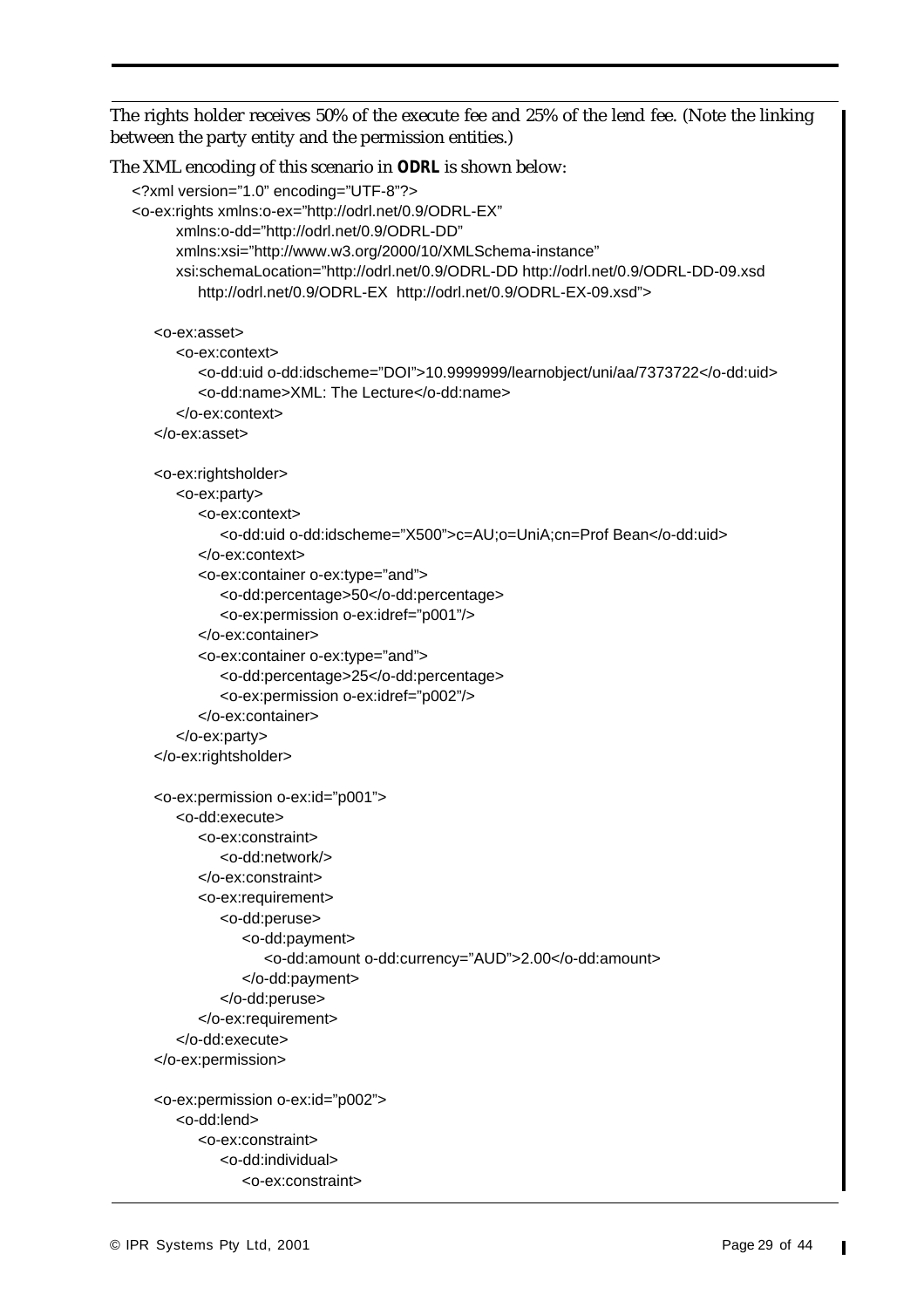The rights holder receives 50% of the execute fee and 25% of the lend fee. (Note the linking between the party entity and the permission entities.)

The XML encoding of this scenario in **ODRL** is shown below:

```
<?xml version="1.0" encoding="UTF-8"?>
<o-ex:rights xmlns:o-ex="http://odrl.net/0.9/ODRL-EX"
      xmlns:o-dd="http://odrl.net/0.9/ODRL-DD"
      xmlns:xsi="http://www.w3.org/2000/10/XMLSchema-instance"
      xsi:schemaLocation="http://odrl.net/0.9/ODRL-DD http://odrl.net/0.9/ODRL-DD-09.xsd
         http://odrl.net/0.9/ODRL-EX  http://odrl.net/0.9/ODRL-EX-09.xsd">

   <o-ex:asset>
      <o-ex:context>
         <o-dd:uid o-dd:idscheme="DOI">10.9999999/learnobject/uni/aa/7373722</o-dd:uid>
         <o-dd:name>XML: The Lecture</o-dd:name>
      </o-ex:context>
   </o-ex:asset>

   <o-ex:rightsholder>
      <o-ex:party>
         <o-ex:context>
            <o-dd:uid o-dd:idscheme="X500">c=AU;o=UniA;cn=Prof Bean</o-dd:uid>
         </o-ex:context>
         <o-ex:container o-ex:type="and">
            <o-dd:percentage>50</o-dd:percentage>
            <o-ex:permission o-ex:idref="p001"/>
         </o-ex:container>
         <o-ex:container o-ex:type="and">
            <o-dd:percentage>25</o-dd:percentage>
            <o-ex:permission o-ex:idref="p002"/>
         </o-ex:container>
      </o-ex:party>
   </o-ex:rightsholder>

   <o-ex:permission o-ex:id="p001">
      <o-dd:execute>
         <o-ex:constraint>
            <o-dd:network/>
         </o-ex:constraint>
         <o-ex:requirement>
            <o-dd:peruse>
               <o-dd:payment>
                  <o-dd:amount o-dd:currency="AUD">2.00</o-dd:amount>
               </o-dd:payment>
            </o-dd:peruse>
         </o-ex:requirement>
      </o-dd:execute>
   </o-ex:permission>

   <o-ex:permission o-ex:id="p002">
      <o-dd:lend>
         <o-ex:constraint>
            <o-dd:individual>
               <o-ex:constraint>
```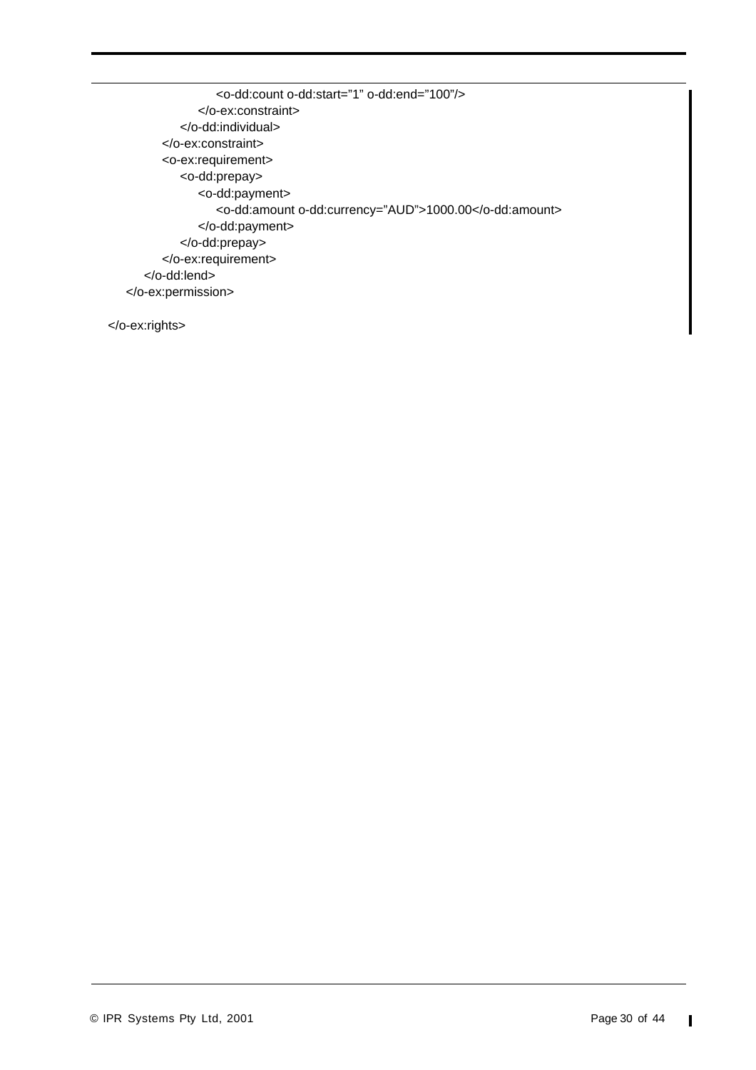```
                    <o-dd:count o-dd:start="1" o-dd:end="100"/>
                </o-ex:constraint>
            </o-dd:individual>
        </o-ex:constraint>
        <o-ex:requirement>
            <o-dd:prepay>
                <o-dd:payment>
                    <o-dd:amount o-dd:currency="AUD">1000.00</o-dd:amount>
                </o-dd:payment>
            </o-dd:prepay>
        </o-ex:requirement>
    </o-dd:lend>
  </o-ex:permission>

</o-ex:rights>
```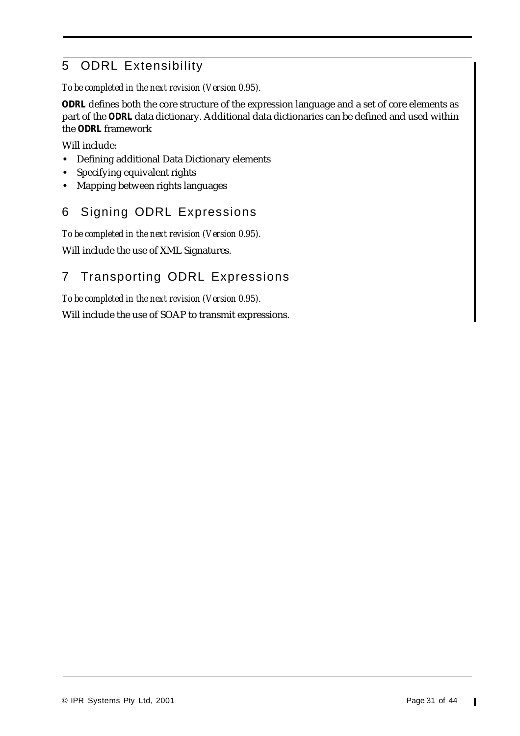# 5 ODRL Extensibility

*To be completed in the next revision (Version 0.95).*

**ODRL** defines both the core structure of the expression language and a set of core elements as part of the **ODRL** data dictionary. Additional data dictionaries can be defined and used within the **ODRL** framework

Will include:

- Defining additional Data Dictionary elements
- Specifying equivalent rights
- Mapping between rights languages

# 6 Signing ODRL Expressions

*To be completed in the next revision (Version 0.95).*

Will include the use of XML Signatures.

# 7 Transporting ODRL Expressions

*To be completed in the next revision (Version 0.95).*

Will include the use of SOAP to transmit expressions.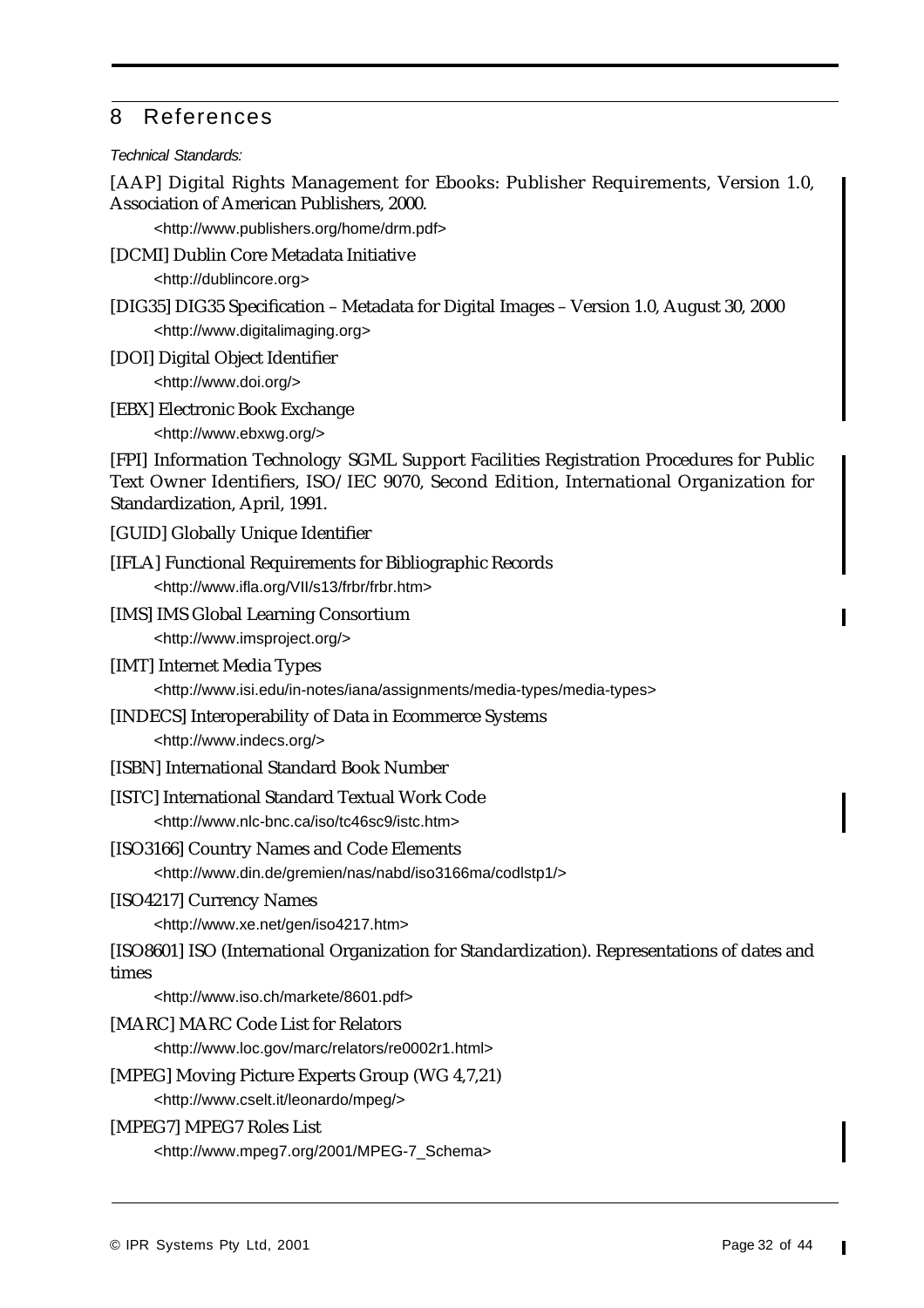# 8 References

*Technical Standards:*

[AAP] Digital Rights Management for Ebooks: Publisher Requirements, Version 1.0, Association of American Publishers, 2000.

<http://www.publishers.org/home/drm.pdf>

[DCMI] Dublin Core Metadata Initiative

<http://dublincore.org>

[DIG35] DIG35 Specification – Metadata for Digital Images – Version 1.0, August 30, 2000

<http://www.digitalimaging.org>

[DOI] Digital Object Identifier

<http://www.doi.org/>

[EBX] Electronic Book Exchange

<http://www.ebxwg.org/>

[FPI] Information Technology SGML Support Facilities Registration Procedures for Public Text Owner Identifiers, ISO/IEC 9070, Second Edition, International Organization for Standardization, April, 1991.

[GUID] Globally Unique Identifier

[IFLA] Functional Requirements for Bibliographic Records

<http://www.ifla.org/VII/s13/frbr/frbr.htm>

[IMS] IMS Global Learning Consortium

<http://www.imsproject.org/>

[IMT] Internet Media Types

<http://www.isi.edu/in-notes/iana/assignments/media-types/media-types>

[INDECS] Interoperability of Data in Ecommerce Systems

<http://www.indecs.org/>

[ISBN] International Standard Book Number

[ISTC] International Standard Textual Work Code

<http://www.nlc-bnc.ca/iso/tc46sc9/istc.htm>

[ISO3166] Country Names and Code Elements

<http://www.din.de/gremien/nas/nabd/iso3166ma/codlstp1/>

[ISO4217] Currency Names

<http://www.xe.net/gen/iso4217.htm>

[ISO8601] ISO (International Organization for Standardization). Representations of dates and times

<http://www.iso.ch/markete/8601.pdf>

[MARC] MARC Code List for Relators

<http://www.loc.gov/marc/relators/re0002r1.html>

[MPEG] Moving Picture Experts Group (WG 4,7,21)

<http://www.cselt.it/leonardo/mpeg/>

[MPEG7] MPEG7 Roles List

<http://www.mpeg7.org/2001/MPEG-7_Schema>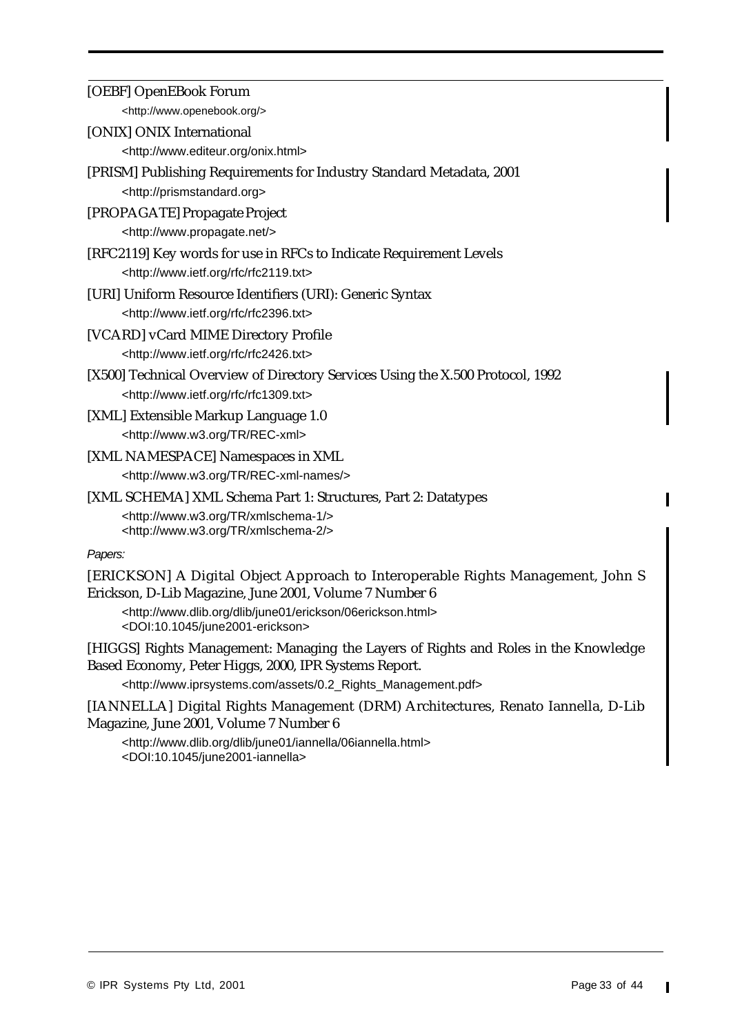[OEBF] OpenEBook Forum

<http://www.openebook.org/>

[ONIX] ONIX International

<http://www.editeur.org/onix.html>

[PRISM] Publishing Requirements for Industry Standard Metadata, 2001

<http://prismstandard.org>

[PROPAGATE] Propagate Project

<http://www.propagate.net/>

[RFC2119] Key words for use in RFCs to Indicate Requirement Levels

<http://www.ietf.org/rfc/rfc2119.txt>

[URI] Uniform Resource Identifiers (URI): Generic Syntax

<http://www.ietf.org/rfc/rfc2396.txt>

[VCARD] vCard MIME Directory Profile

<http://www.ietf.org/rfc/rfc2426.txt>

[X500] Technical Overview of Directory Services Using the X.500 Protocol, 1992

<http://www.ietf.org/rfc/rfc1309.txt>

[XML] Extensible Markup Language 1.0

<http://www.w3.org/TR/REC-xml>

[XML NAMESPACE] Namespaces in XML

<http://www.w3.org/TR/REC-xml-names/>

[XML SCHEMA] XML Schema Part 1: Structures, Part 2: Datatypes

<http://www.w3.org/TR/xmlschema-1/>
<http://www.w3.org/TR/xmlschema-2/>

*Papers:*

[ERICKSON] A Digital Object Approach to Interoperable Rights Management, John S Erickson, D-Lib Magazine, June 2001, Volume 7 Number 6

<http://www.dlib.org/dlib/june01/erickson/06erickson.html>
<DOI:10.1045/june2001-erickson>

[HIGGS] Rights Management: Managing the Layers of Rights and Roles in the Knowledge Based Economy, Peter Higgs, 2000, IPR Systems Report.

<http://www.iprsystems.com/assets/0.2_Rights_Management.pdf>

[IANNELLA] Digital Rights Management (DRM) Architectures, Renato Iannella, D-Lib Magazine, June 2001, Volume 7 Number 6

<http://www.dlib.org/dlib/june01/iannella/06iannella.html>
<DOI:10.1045/june2001-iannella>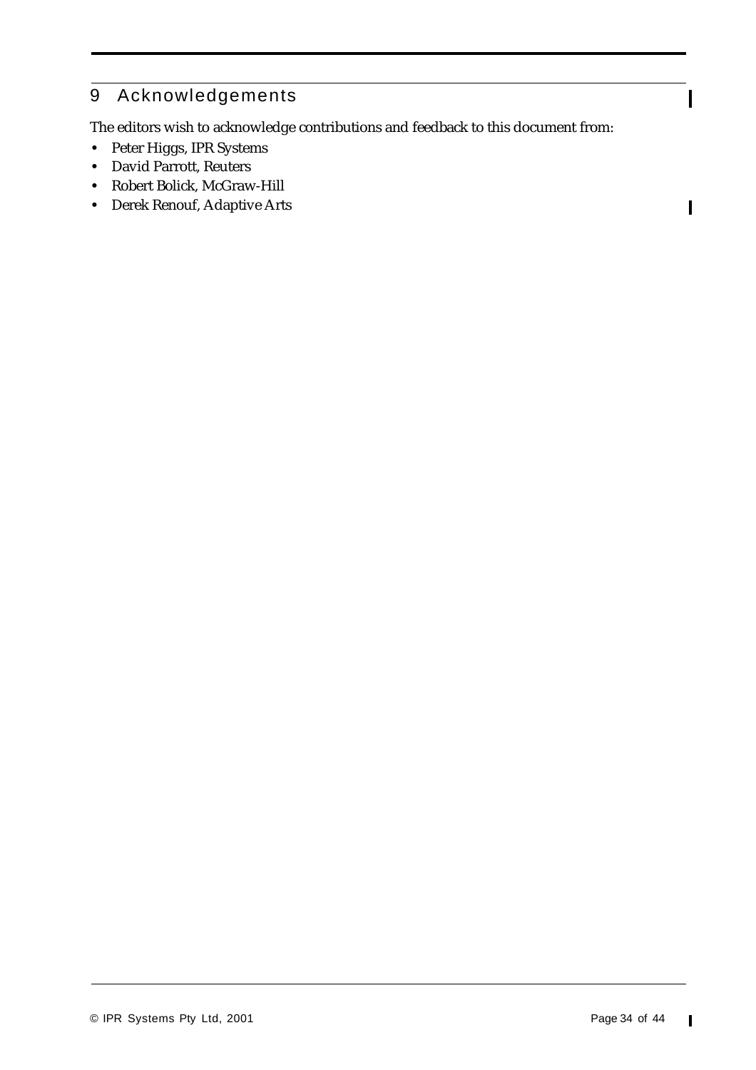# 9 Acknowledgements

The editors wish to acknowledge contributions and feedback to this document from:

- Peter Higgs, IPR Systems
- David Parrott, Reuters
- Robert Bolick, McGraw-Hill
- Derek Renouf, Adaptive Arts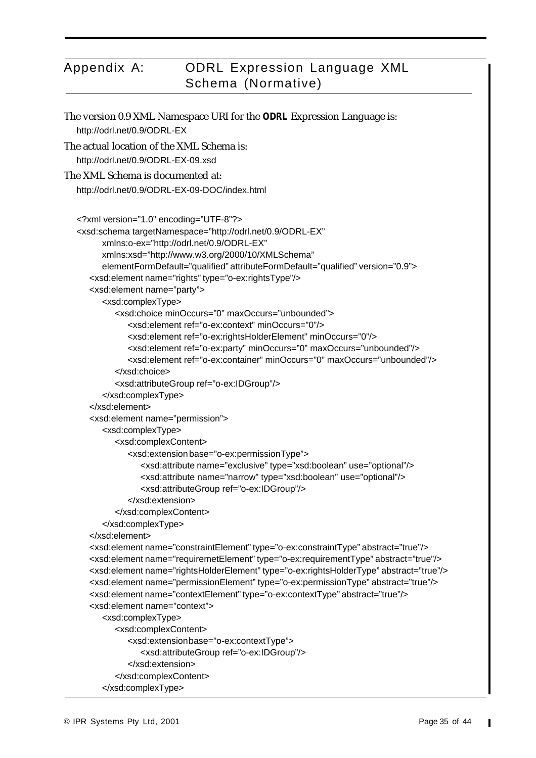# Appendix A: ODRL Expression Language XML Schema (Normative)

The version 0.9 XML Namespace URI for the **ODRL** Expression Language is:

http://odrl.net/0.9/ODRL-EX

The actual location of the XML Schema is:

http://odrl.net/0.9/ODRL-EX-09.xsd

The XML Schema is documented at:

http://odrl.net/0.9/ODRL-EX-09-DOC/index.html

```
<?xml version="1.0" encoding="UTF-8"?>
<xsd:schema targetNamespace="http://odrl.net/0.9/ODRL-EX"
      xmlns:o-ex="http://odrl.net/0.9/ODRL-EX"
      xmlns:xsd="http://www.w3.org/2000/10/XMLSchema"
      elementFormDefault="qualified" attributeFormDefault="qualified" version="0.9">
   <xsd:element name="rights" type="o-ex:rightsType"/>
   <xsd:element name="party">
      <xsd:complexType>
         <xsd:choice minOccurs="0" maxOccurs="unbounded">
            <xsd:element ref="o-ex:context" minOccurs="0"/>
            <xsd:element ref="o-ex:rightsHolderElement" minOccurs="0"/>
            <xsd:element ref="o-ex:party" minOccurs="0" maxOccurs="unbounded"/>
            <xsd:element ref="o-ex:container" minOccurs="0" maxOccurs="unbounded"/>
         </xsd:choice>
         <xsd:attributeGroup ref="o-ex:IDGroup"/>
      </xsd:complexType>
   </xsd:element>
   <xsd:element name="permission">
      <xsd:complexType>
         <xsd:complexContent>
            <xsd:extension base="o-ex:permissionType">
               <xsd:attribute name="exclusive" type="xsd:boolean" use="optional"/>
               <xsd:attribute name="narrow" type="xsd:boolean" use="optional"/>
               <xsd:attributeGroup ref="o-ex:IDGroup"/>
            </xsd:extension>
         </xsd:complexContent>
      </xsd:complexType>
   </xsd:element>
   <xsd:element name="constraintElement" type="o-ex:constraintType" abstract="true"/>
   <xsd:element name="requiremetElement" type="o-ex:requirementType" abstract="true"/>
   <xsd:element name="rightsHolderElement" type="o-ex:rightsHolderType" abstract="true"/>
   <xsd:element name="permissionElement" type="o-ex:permissionType" abstract="true"/>
   <xsd:element name="contextElement" type="o-ex:contextType" abstract="true"/>
   <xsd:element name="context">
      <xsd:complexType>
         <xsd:complexContent>
            <xsd:extension base="o-ex:contextType">
               <xsd:attributeGroup ref="o-ex:IDGroup"/>
            </xsd:extension>
         </xsd:complexContent>
      </xsd:complexType>
```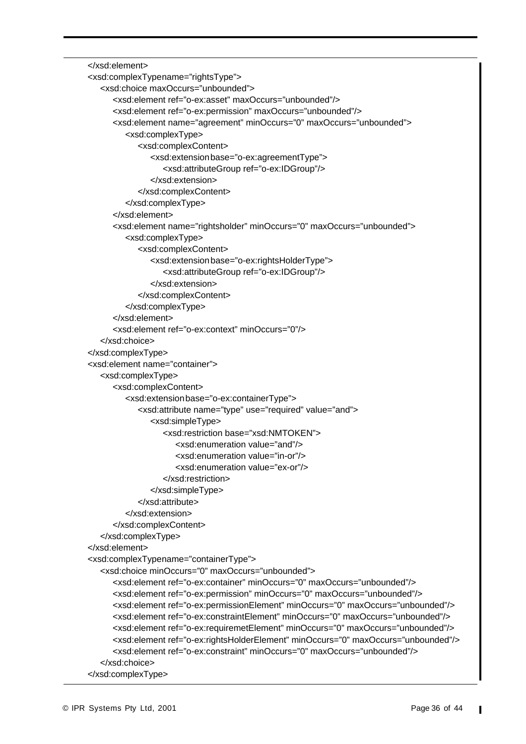```
</xsd:element>
<xsd:complexTypename="rightsType">
    <xsd:choice maxOccurs="unbounded">
        <xsd:element ref="o-ex:asset" maxOccurs="unbounded"/>
        <xsd:element ref="o-ex:permission" maxOccurs="unbounded"/>
        <xsd:element name="agreement" minOccurs="0" maxOccurs="unbounded">
            <xsd:complexType>
                <xsd:complexContent>
                    <xsd:extensionbase="o-ex:agreementType">
                        <xsd:attributeGroup ref="o-ex:IDGroup"/>
                    </xsd:extension>
                </xsd:complexContent>
            </xsd:complexType>
        </xsd:element>
        <xsd:element name="rightsholder" minOccurs="0" maxOccurs="unbounded">
            <xsd:complexType>
                <xsd:complexContent>
                    <xsd:extensionbase="o-ex:rightsHolderType">
                        <xsd:attributeGroup ref="o-ex:IDGroup"/>
                    </xsd:extension>
                </xsd:complexContent>
            </xsd:complexType>
        </xsd:element>
        <xsd:element ref="o-ex:context" minOccurs="0"/>
    </xsd:choice>
</xsd:complexType>
<xsd:element name="container">
    <xsd:complexType>
        <xsd:complexContent>
            <xsd:extensionbase="o-ex:containerType">
                <xsd:attribute name="type" use="required" value="and">
                    <xsd:simpleType>
                        <xsd:restriction base="xsd:NMTOKEN">
                            <xsd:enumeration value="and"/>
                            <xsd:enumeration value="in-or"/>
                            <xsd:enumeration value="ex-or"/>
                        </xsd:restriction>
                    </xsd:simpleType>
                </xsd:attribute>
            </xsd:extension>
        </xsd:complexContent>
    </xsd:complexType>
</xsd:element>
<xsd:complexTypename="containerType">
    <xsd:choice minOccurs="0" maxOccurs="unbounded">
        <xsd:element ref="o-ex:container" minOccurs="0" maxOccurs="unbounded"/>
        <xsd:element ref="o-ex:permission" minOccurs="0" maxOccurs="unbounded"/>
        <xsd:element ref="o-ex:permissionElement" minOccurs="0" maxOccurs="unbounded"/>
        <xsd:element ref="o-ex:constraintElement" minOccurs="0" maxOccurs="unbounded"/>
        <xsd:element ref="o-ex:requiremetElement" minOccurs="0" maxOccurs="unbounded"/>
        <xsd:element ref="o-ex:rightsHolderElement" minOccurs="0" maxOccurs="unbounded"/>
        <xsd:element ref="o-ex:constraint" minOccurs="0" maxOccurs="unbounded"/>
    </xsd:choice>
</xsd:complexType>
```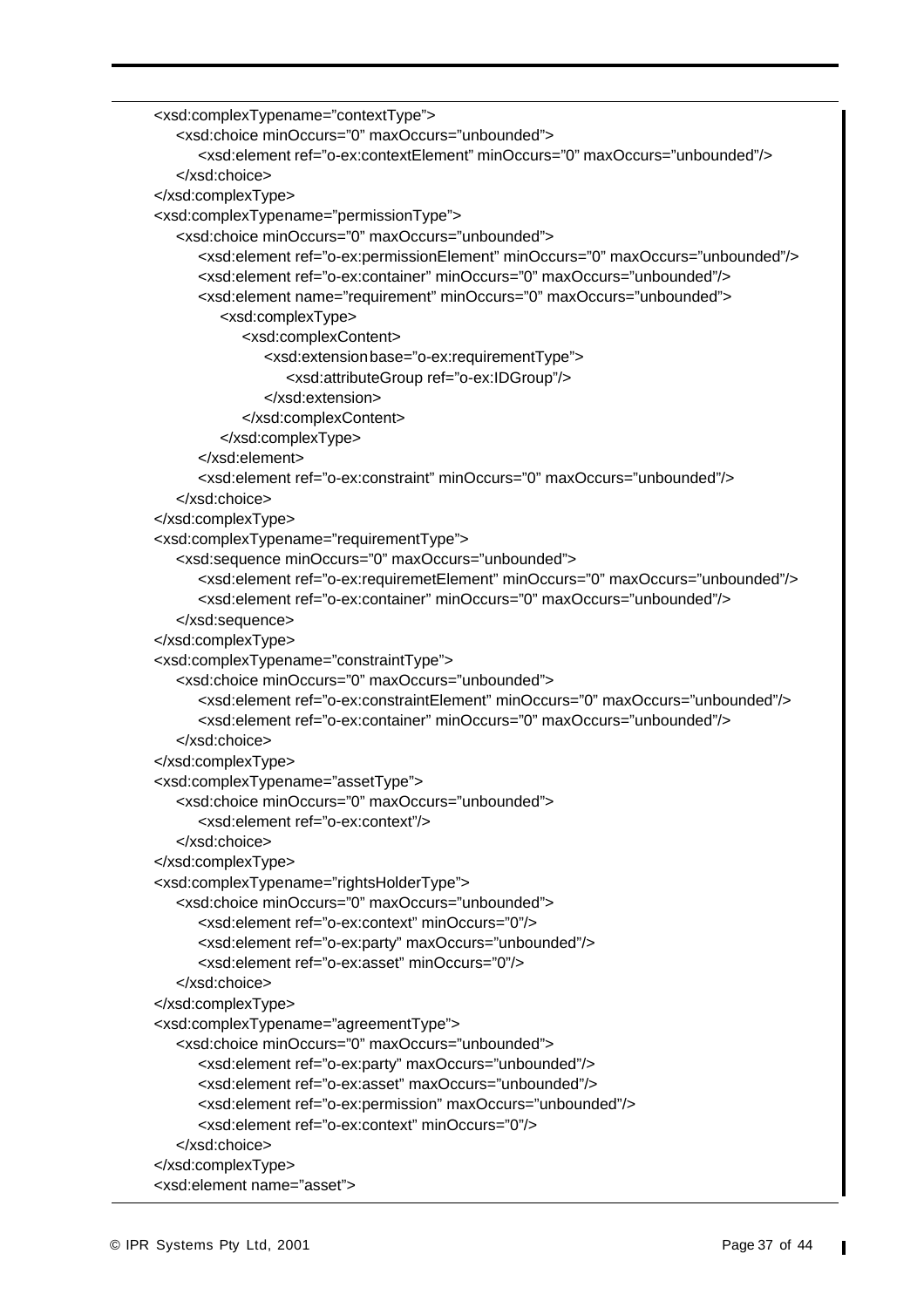```
<xsd:complexTypename="contextType">
    <xsd:choice minOccurs="0" maxOccurs="unbounded">
        <xsd:element ref="o-ex:contextElement" minOccurs="0" maxOccurs="unbounded"/>
    </xsd:choice>
</xsd:complexType>
<xsd:complexTypename="permissionType">
    <xsd:choice minOccurs="0" maxOccurs="unbounded">
        <xsd:element ref="o-ex:permissionElement" minOccurs="0" maxOccurs="unbounded"/>
        <xsd:element ref="o-ex:container" minOccurs="0" maxOccurs="unbounded"/>
        <xsd:element name="requirement" minOccurs="0" maxOccurs="unbounded">
            <xsd:complexType>
                <xsd:complexContent>
                    <xsd:extension base="o-ex:requirementType">
                        <xsd:attributeGroup ref="o-ex:IDGroup"/>
                    </xsd:extension>
                </xsd:complexContent>
            </xsd:complexType>
        </xsd:element>
        <xsd:element ref="o-ex:constraint" minOccurs="0" maxOccurs="unbounded"/>
    </xsd:choice>
</xsd:complexType>
<xsd:complexTypename="requirementType">
    <xsd:sequence minOccurs="0" maxOccurs="unbounded">
        <xsd:element ref="o-ex:requiremetElement" minOccurs="0" maxOccurs="unbounded"/>
        <xsd:element ref="o-ex:container" minOccurs="0" maxOccurs="unbounded"/>
    </xsd:sequence>
</xsd:complexType>
<xsd:complexTypename="constraintType">
    <xsd:choice minOccurs="0" maxOccurs="unbounded">
        <xsd:element ref="o-ex:constraintElement" minOccurs="0" maxOccurs="unbounded"/>
        <xsd:element ref="o-ex:container" minOccurs="0" maxOccurs="unbounded"/>
    </xsd:choice>
</xsd:complexType>
<xsd:complexTypename="assetType">
    <xsd:choice minOccurs="0" maxOccurs="unbounded">
        <xsd:element ref="o-ex:context"/>
    </xsd:choice>
</xsd:complexType>
<xsd:complexTypename="rightsHolderType">
    <xsd:choice minOccurs="0" maxOccurs="unbounded">
        <xsd:element ref="o-ex:context" minOccurs="0"/>
        <xsd:element ref="o-ex:party" maxOccurs="unbounded"/>
        <xsd:element ref="o-ex:asset" minOccurs="0"/>
    </xsd:choice>
</xsd:complexType>
<xsd:complexTypename="agreementType">
    <xsd:choice minOccurs="0" maxOccurs="unbounded">
        <xsd:element ref="o-ex:party" maxOccurs="unbounded"/>
        <xsd:element ref="o-ex:asset" maxOccurs="unbounded"/>
        <xsd:element ref="o-ex:permission" maxOccurs="unbounded"/>
        <xsd:element ref="o-ex:context" minOccurs="0"/>
    </xsd:choice>
</xsd:complexType>
<xsd:element name="asset">
```

© IPR Systems Pty Ltd, 2001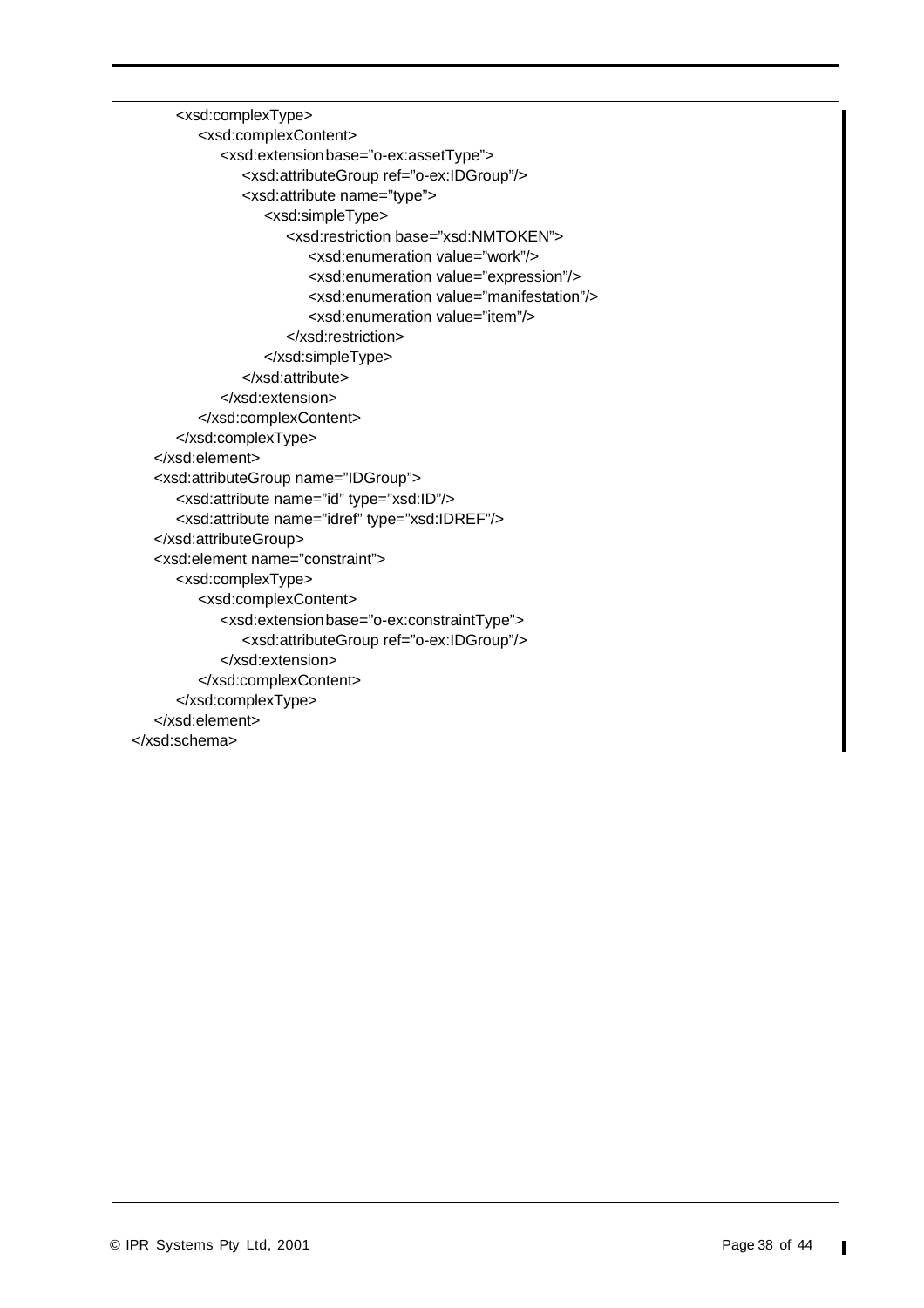```
        <xsd:complexType>
            <xsd:complexContent>
                <xsd:extension base="o-ex:assetType">
                    <xsd:attributeGroup ref="o-ex:IDGroup"/>
                    <xsd:attribute name="type">
                        <xsd:simpleType>
                            <xsd:restriction base="xsd:NMTOKEN">
                                <xsd:enumeration value="work"/>
                                <xsd:enumeration value="expression"/>
                                <xsd:enumeration value="manifestation"/>
                                <xsd:enumeration value="item"/>
                            </xsd:restriction>
                        </xsd:simpleType>
                    </xsd:attribute>
                </xsd:extension>
            </xsd:complexContent>
        </xsd:complexType>
    </xsd:element>
    <xsd:attributeGroup name="IDGroup">
        <xsd:attribute name="id" type="xsd:ID"/>
        <xsd:attribute name="idref" type="xsd:IDREF"/>
    </xsd:attributeGroup>
    <xsd:element name="constraint">
        <xsd:complexType>
            <xsd:complexContent>
                <xsd:extension base="o-ex:constraintType">
                    <xsd:attributeGroup ref="o-ex:IDGroup"/>
                </xsd:extension>
            </xsd:complexContent>
        </xsd:complexType>
    </xsd:element>
</xsd:schema>
```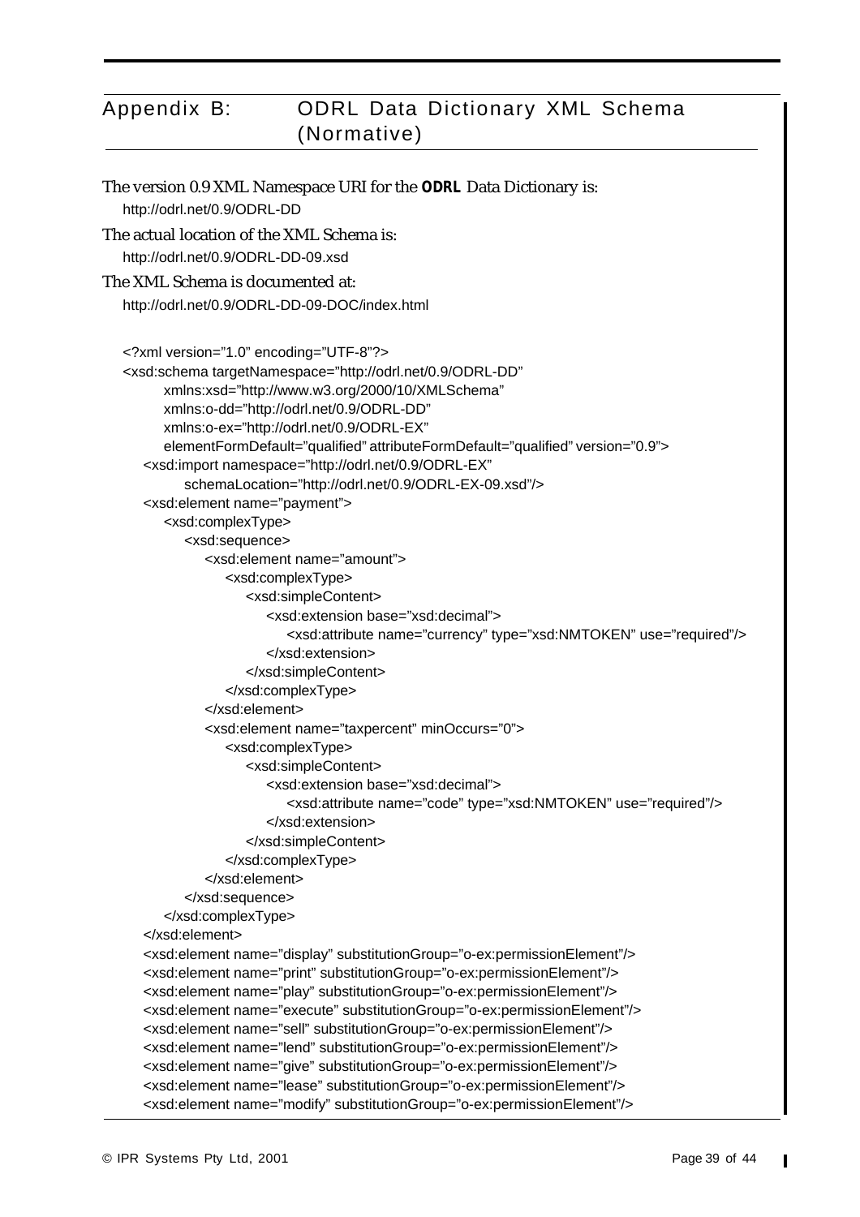## Appendix B: ODRL Data Dictionary XML Schema (Normative)

The version 0.9 XML Namespace URI for the **ODRL** Data Dictionary is:

http://odrl.net/0.9/ODRL-DD

The actual location of the XML Schema is:

http://odrl.net/0.9/ODRL-DD-09.xsd

The XML Schema is documented at:

http://odrl.net/0.9/ODRL-DD-09-DOC/index.html

```
<?xml version="1.0" encoding="UTF-8"?>
<xsd:schema targetNamespace="http://odrl.net/0.9/ODRL-DD"
      xmlns:xsd="http://www.w3.org/2000/10/XMLSchema"
      xmlns:o-dd="http://odrl.net/0.9/ODRL-DD"
      xmlns:o-ex="http://odrl.net/0.9/ODRL-EX"
      elementFormDefault="qualified" attributeFormDefault="qualified" version="0.9">
   <xsd:import namespace="http://odrl.net/0.9/ODRL-EX"
         schemaLocation="http://odrl.net/0.9/ODRL-EX-09.xsd"/>
   <xsd:element name="payment">
      <xsd:complexType>
         <xsd:sequence>
            <xsd:element name="amount">
               <xsd:complexType>
                  <xsd:simpleContent>
                     <xsd:extension base="xsd:decimal">
                        <xsd:attribute name="currency" type="xsd:NMTOKEN" use="required"/>
                     </xsd:extension>
                  </xsd:simpleContent>
               </xsd:complexType>
            </xsd:element>
            <xsd:element name="taxpercent" minOccurs="0">
               <xsd:complexType>
                  <xsd:simpleContent>
                     <xsd:extension base="xsd:decimal">
                        <xsd:attribute name="code" type="xsd:NMTOKEN" use="required"/>
                     </xsd:extension>
                  </xsd:simpleContent>
               </xsd:complexType>
            </xsd:element>
         </xsd:sequence>
      </xsd:complexType>
   </xsd:element>
   <xsd:element name="display" substitutionGroup="o-ex:permissionElement"/>
   <xsd:element name="print" substitutionGroup="o-ex:permissionElement"/>
   <xsd:element name="play" substitutionGroup="o-ex:permissionElement"/>
   <xsd:element name="execute" substitutionGroup="o-ex:permissionElement"/>
   <xsd:element name="sell" substitutionGroup="o-ex:permissionElement"/>
   <xsd:element name="lend" substitutionGroup="o-ex:permissionElement"/>
   <xsd:element name="give" substitutionGroup="o-ex:permissionElement"/>
   <xsd:element name="lease" substitutionGroup="o-ex:permissionElement"/>
   <xsd:element name="modify" substitutionGroup="o-ex:permissionElement"/>
```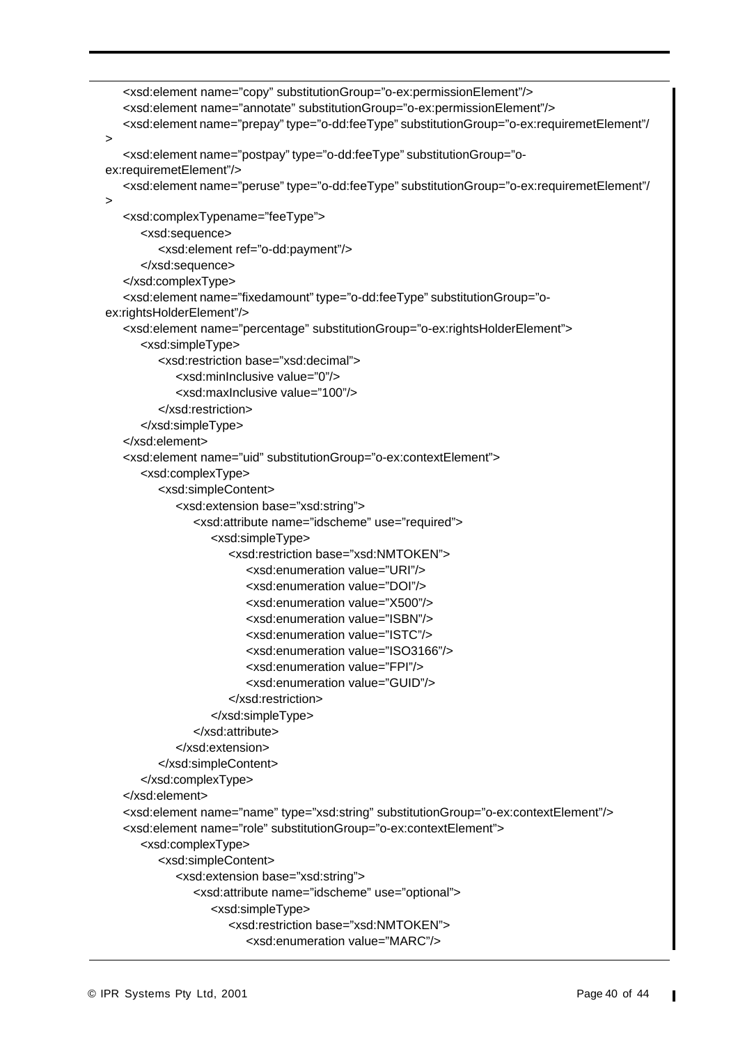```
<xsd:element name="copy" substitutionGroup="o-ex:permissionElement"/>
<xsd:element name="annotate" substitutionGroup="o-ex:permissionElement"/>
<xsd:element name="prepay" type="o-dd:feeType" substitutionGroup="o-ex:requiremetElement"/>
<xsd:element name="postpay" type="o-dd:feeType" substitutionGroup="o-ex:requiremetElement"/>
<xsd:element name="peruse" type="o-dd:feeType" substitutionGroup="o-ex:requiremetElement"/>
<xsd:complexTypename="feeType">
    <xsd:sequence>
        <xsd:element ref="o-dd:payment"/>
    </xsd:sequence>
</xsd:complexType>
<xsd:element name="fixedamount" type="o-dd:feeType" substitutionGroup="o-ex:rightsHolderElement"/>
<xsd:element name="percentage" substitutionGroup="o-ex:rightsHolderElement">
    <xsd:simpleType>
        <xsd:restriction base="xsd:decimal">
            <xsd:minInclusive value="0"/>
            <xsd:maxInclusive value="100"/>
        </xsd:restriction>
    </xsd:simpleType>
</xsd:element>
<xsd:element name="uid" substitutionGroup="o-ex:contextElement">
    <xsd:complexType>
        <xsd:simpleContent>
            <xsd:extension base="xsd:string">
                <xsd:attribute name="idscheme" use="required">
                    <xsd:simpleType>
                        <xsd:restriction base="xsd:NMTOKEN">
                            <xsd:enumeration value="URI"/>
                            <xsd:enumeration value="DOI"/>
                            <xsd:enumeration value="X500"/>
                            <xsd:enumeration value="ISBN"/>
                            <xsd:enumeration value="ISTC"/>
                            <xsd:enumeration value="ISO3166"/>
                            <xsd:enumeration value="FPI"/>
                            <xsd:enumeration value="GUID"/>
                        </xsd:restriction>
                    </xsd:simpleType>
                </xsd:attribute>
            </xsd:extension>
        </xsd:simpleContent>
    </xsd:complexType>
</xsd:element>
<xsd:element name="name" type="xsd:string" substitutionGroup="o-ex:contextElement"/>
<xsd:element name="role" substitutionGroup="o-ex:contextElement">
    <xsd:complexType>
        <xsd:simpleContent>
            <xsd:extension base="xsd:string">
                <xsd:attribute name="idscheme" use="optional">
                    <xsd:simpleType>
                        <xsd:restriction base="xsd:NMTOKEN">
                            <xsd:enumeration value="MARC"/>
```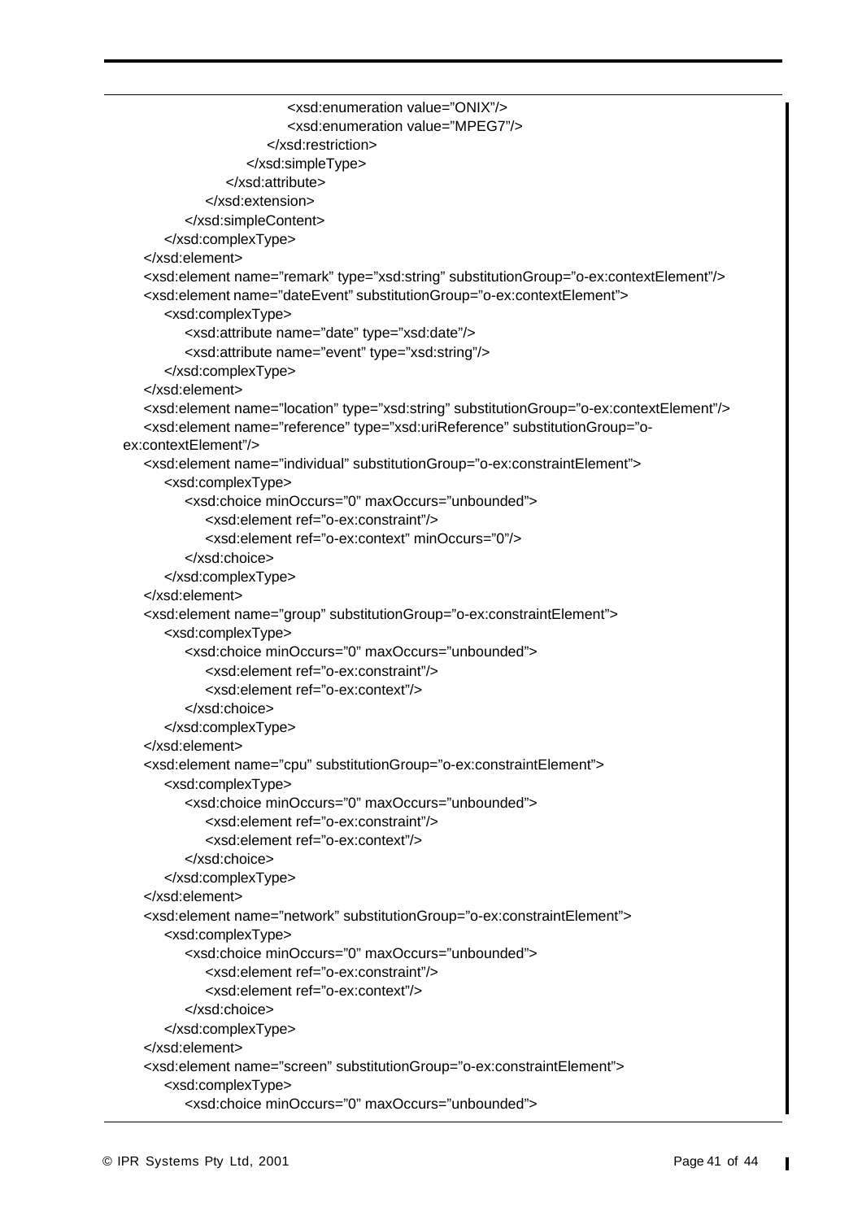```
                        <xsd:enumeration value="ONIX"/>
                        <xsd:enumeration value="MPEG7"/>
                    </xsd:restriction>
                </xsd:simpleType>
            </xsd:attribute>
        </xsd:extension>
    </xsd:simpleContent>
  </xsd:complexType>
</xsd:element>
<xsd:element name="remark" type="xsd:string" substitutionGroup="o-ex:contextElement"/>
<xsd:element name="dateEvent" substitutionGroup="o-ex:contextElement">
  <xsd:complexType>
    <xsd:attribute name="date" type="xsd:date"/>
    <xsd:attribute name="event" type="xsd:string"/>
  </xsd:complexType>
</xsd:element>
<xsd:element name="location" type="xsd:string" substitutionGroup="o-ex:contextElement"/>
<xsd:element name="reference" type="xsd:uriReference" substitutionGroup="o-
ex:contextElement"/>
<xsd:element name="individual" substitutionGroup="o-ex:constraintElement">
  <xsd:complexType>
    <xsd:choice minOccurs="0" maxOccurs="unbounded">
      <xsd:element ref="o-ex:constraint"/>
      <xsd:element ref="o-ex:context" minOccurs="0"/>
    </xsd:choice>
  </xsd:complexType>
</xsd:element>
<xsd:element name="group" substitutionGroup="o-ex:constraintElement">
  <xsd:complexType>
    <xsd:choice minOccurs="0" maxOccurs="unbounded">
      <xsd:element ref="o-ex:constraint"/>
      <xsd:element ref="o-ex:context"/>
    </xsd:choice>
  </xsd:complexType>
</xsd:element>
<xsd:element name="cpu" substitutionGroup="o-ex:constraintElement">
  <xsd:complexType>
    <xsd:choice minOccurs="0" maxOccurs="unbounded">
      <xsd:element ref="o-ex:constraint"/>
      <xsd:element ref="o-ex:context"/>
    </xsd:choice>
  </xsd:complexType>
</xsd:element>
<xsd:element name="network" substitutionGroup="o-ex:constraintElement">
  <xsd:complexType>
    <xsd:choice minOccurs="0" maxOccurs="unbounded">
      <xsd:element ref="o-ex:constraint"/>
      <xsd:element ref="o-ex:context"/>
    </xsd:choice>
  </xsd:complexType>
</xsd:element>
<xsd:element name="screen" substitutionGroup="o-ex:constraintElement">
  <xsd:complexType>
    <xsd:choice minOccurs="0" maxOccurs="unbounded">
```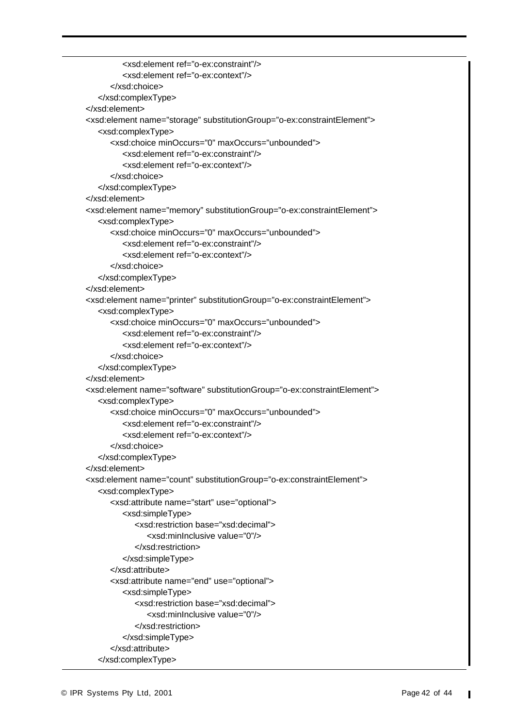```
            <xsd:element ref="o-ex:constraint"/>
            <xsd:element ref="o-ex:context"/>
        </xsd:choice>
    </xsd:complexType>
</xsd:element>
<xsd:element name="storage" substitutionGroup="o-ex:constraintElement">
    <xsd:complexType>
        <xsd:choice minOccurs="0" maxOccurs="unbounded">
            <xsd:element ref="o-ex:constraint"/>
            <xsd:element ref="o-ex:context"/>
        </xsd:choice>
    </xsd:complexType>
</xsd:element>
<xsd:element name="memory" substitutionGroup="o-ex:constraintElement">
    <xsd:complexType>
        <xsd:choice minOccurs="0" maxOccurs="unbounded">
            <xsd:element ref="o-ex:constraint"/>
            <xsd:element ref="o-ex:context"/>
        </xsd:choice>
    </xsd:complexType>
</xsd:element>
<xsd:element name="printer" substitutionGroup="o-ex:constraintElement">
    <xsd:complexType>
        <xsd:choice minOccurs="0" maxOccurs="unbounded">
            <xsd:element ref="o-ex:constraint"/>
            <xsd:element ref="o-ex:context"/>
        </xsd:choice>
    </xsd:complexType>
</xsd:element>
<xsd:element name="software" substitutionGroup="o-ex:constraintElement">
    <xsd:complexType>
        <xsd:choice minOccurs="0" maxOccurs="unbounded">
            <xsd:element ref="o-ex:constraint"/>
            <xsd:element ref="o-ex:context"/>
        </xsd:choice>
    </xsd:complexType>
</xsd:element>
<xsd:element name="count" substitutionGroup="o-ex:constraintElement">
    <xsd:complexType>
        <xsd:attribute name="start" use="optional">
            <xsd:simpleType>
                <xsd:restriction base="xsd:decimal">
                    <xsd:minInclusive value="0"/>
                </xsd:restriction>
            </xsd:simpleType>
        </xsd:attribute>
        <xsd:attribute name="end" use="optional">
            <xsd:simpleType>
                <xsd:restriction base="xsd:decimal">
                    <xsd:minInclusive value="0"/>
                </xsd:restriction>
            </xsd:simpleType>
        </xsd:attribute>
    </xsd:complexType>
```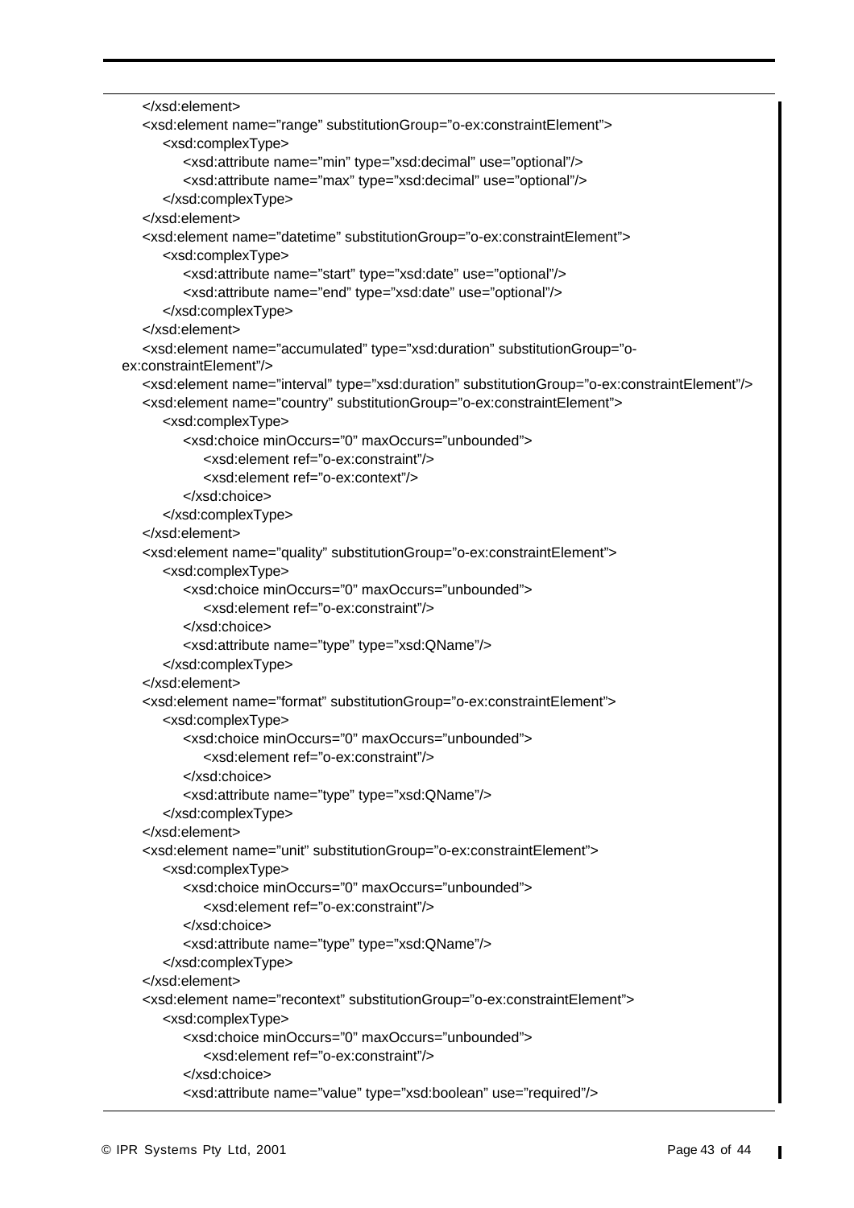```
    </xsd:element>
    <xsd:element name="range" substitutionGroup="o-ex:constraintElement">
        <xsd:complexType>
            <xsd:attribute name="min" type="xsd:decimal" use="optional"/>
            <xsd:attribute name="max" type="xsd:decimal" use="optional"/>
        </xsd:complexType>
    </xsd:element>
    <xsd:element name="datetime" substitutionGroup="o-ex:constraintElement">
        <xsd:complexType>
            <xsd:attribute name="start" type="xsd:date" use="optional"/>
            <xsd:attribute name="end" type="xsd:date" use="optional"/>
        </xsd:complexType>
    </xsd:element>
    <xsd:element name="accumulated" type="xsd:duration" substitutionGroup="o-
ex:constraintElement"/>
    <xsd:element name="interval" type="xsd:duration" substitutionGroup="o-ex:constraintElement"/>
    <xsd:element name="country" substitutionGroup="o-ex:constraintElement">
        <xsd:complexType>
            <xsd:choice minOccurs="0" maxOccurs="unbounded">
                <xsd:element ref="o-ex:constraint"/>
                <xsd:element ref="o-ex:context"/>
            </xsd:choice>
        </xsd:complexType>
    </xsd:element>
    <xsd:element name="quality" substitutionGroup="o-ex:constraintElement">
        <xsd:complexType>
            <xsd:choice minOccurs="0" maxOccurs="unbounded">
                <xsd:element ref="o-ex:constraint"/>
            </xsd:choice>
            <xsd:attribute name="type" type="xsd:QName"/>
        </xsd:complexType>
    </xsd:element>
    <xsd:element name="format" substitutionGroup="o-ex:constraintElement">
        <xsd:complexType>
            <xsd:choice minOccurs="0" maxOccurs="unbounded">
                <xsd:element ref="o-ex:constraint"/>
            </xsd:choice>
            <xsd:attribute name="type" type="xsd:QName"/>
        </xsd:complexType>
    </xsd:element>
    <xsd:element name="unit" substitutionGroup="o-ex:constraintElement">
        <xsd:complexType>
            <xsd:choice minOccurs="0" maxOccurs="unbounded">
                <xsd:element ref="o-ex:constraint"/>
            </xsd:choice>
            <xsd:attribute name="type" type="xsd:QName"/>
        </xsd:complexType>
    </xsd:element>
    <xsd:element name="recontext" substitutionGroup="o-ex:constraintElement">
        <xsd:complexType>
            <xsd:choice minOccurs="0" maxOccurs="unbounded">
                <xsd:element ref="o-ex:constraint"/>
            </xsd:choice>
            <xsd:attribute name="value" type="xsd:boolean" use="required"/>
```

© IPR Systems Pty Ltd, 2001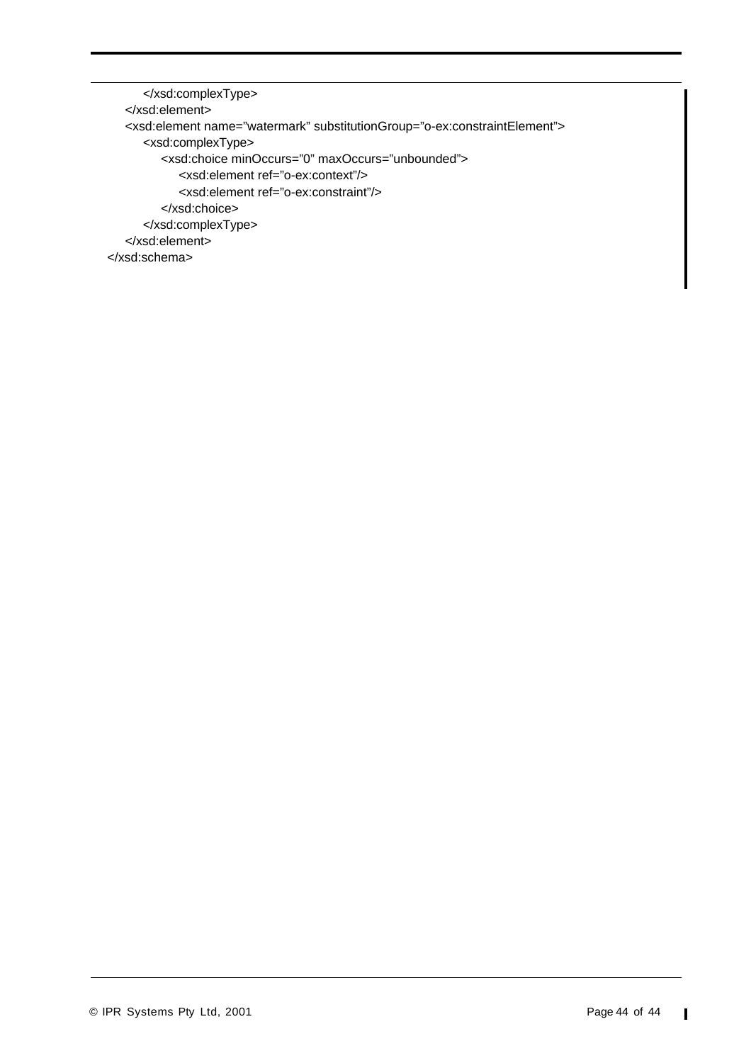```
        </xsd:complexType>
    </xsd:element>
    <xsd:element name="watermark" substitutionGroup="o-ex:constraintElement">
        <xsd:complexType>
            <xsd:choice minOccurs="0" maxOccurs="unbounded">
                <xsd:element ref="o-ex:context"/>
                <xsd:element ref="o-ex:constraint"/>
            </xsd:choice>
        </xsd:complexType>
    </xsd:element>
</xsd:schema>
```